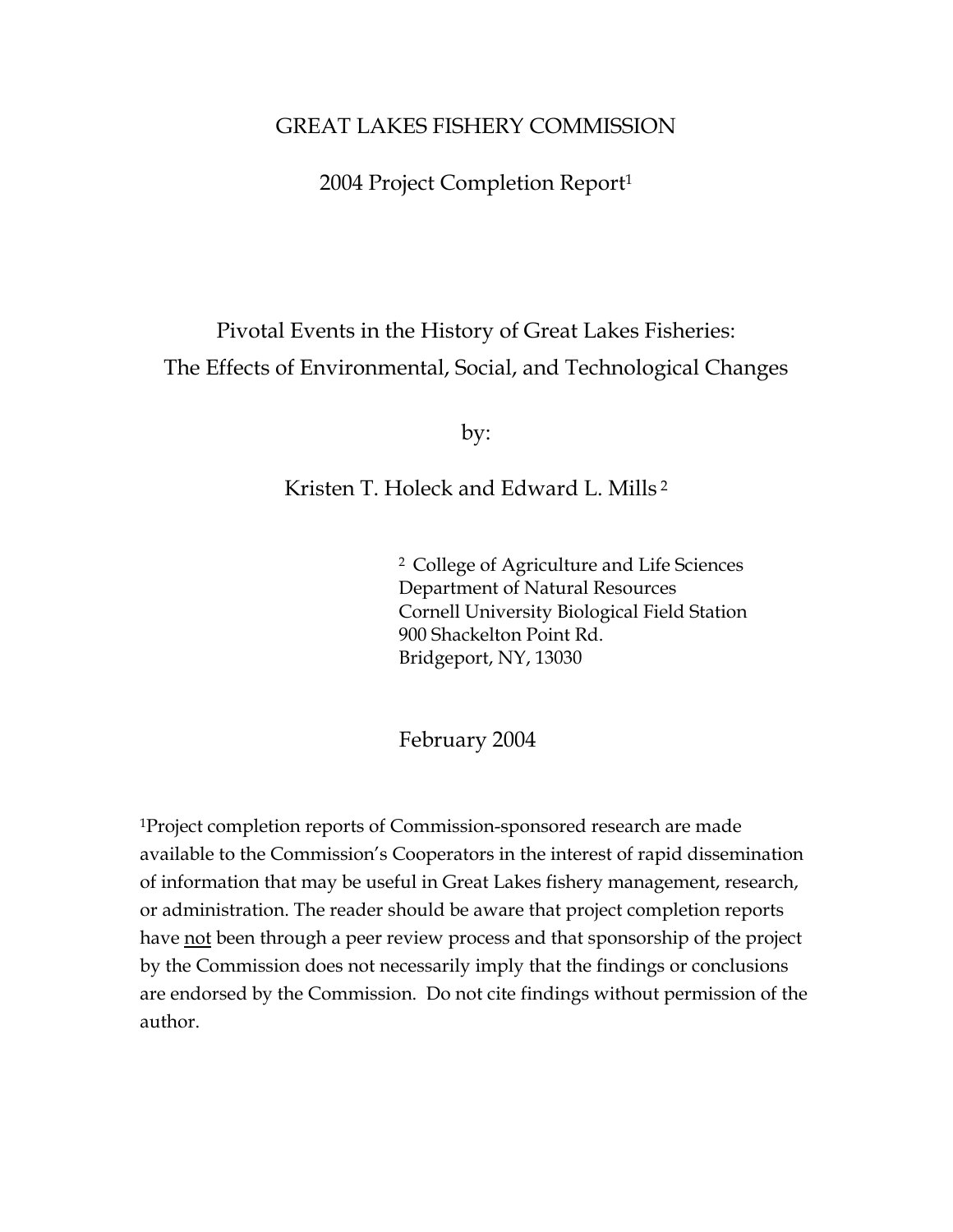GREAT LAKES FISHERY COMMISSION

2004 Project Completion Report[1]

# Pivotal Events in the History of Great Lakes Fisheries: The Effects of Environmental, Social, and Technological Changes

by:

Kristen T. Holeck and Edward L. Mills [2]

[2] College of Agriculture and Life Sciences
Department of Natural Resources
Cornell University Biological Field Station
900 Shackelton Point Rd.
Bridgeport, NY, 13030

February 2004

[1]Project completion reports of Commission-sponsored research are made available to the Commission's Cooperators in the interest of rapid dissemination of information that may be useful in Great Lakes fishery management, research, or administration. The reader should be aware that project completion reports have not been through a peer review process and that sponsorship of the project by the Commission does not necessarily imply that the findings or conclusions are endorsed by the Commission. Do not cite findings without permission of the author.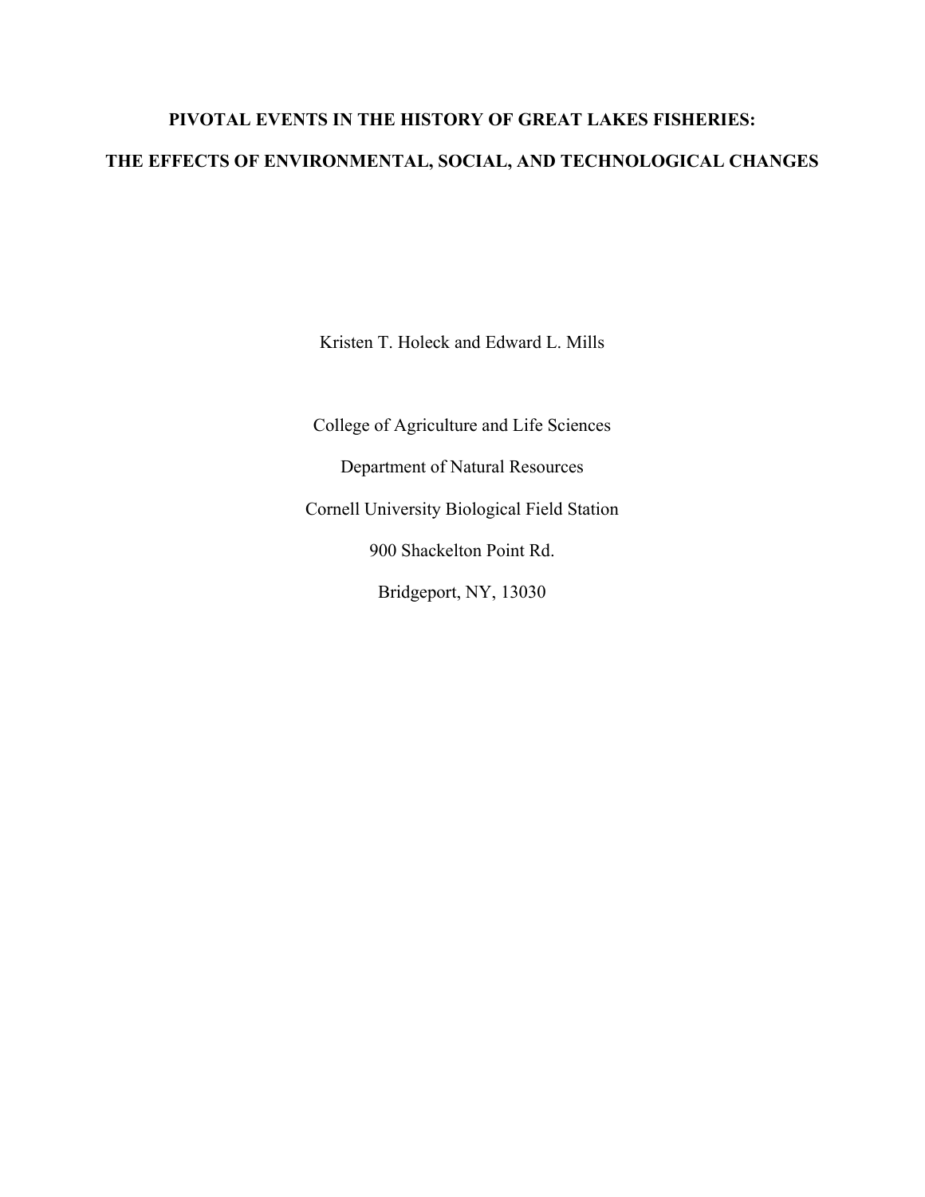# PIVOTAL EVENTS IN THE HISTORY OF GREAT LAKES FISHERIES:

# THE EFFECTS OF ENVIRONMENTAL, SOCIAL, AND TECHNOLOGICAL CHANGES

Kristen T. Holeck and Edward L. Mills

College of Agriculture and Life Sciences

Department of Natural Resources

Cornell University Biological Field Station

900 Shackelton Point Rd.

Bridgeport, NY, 13030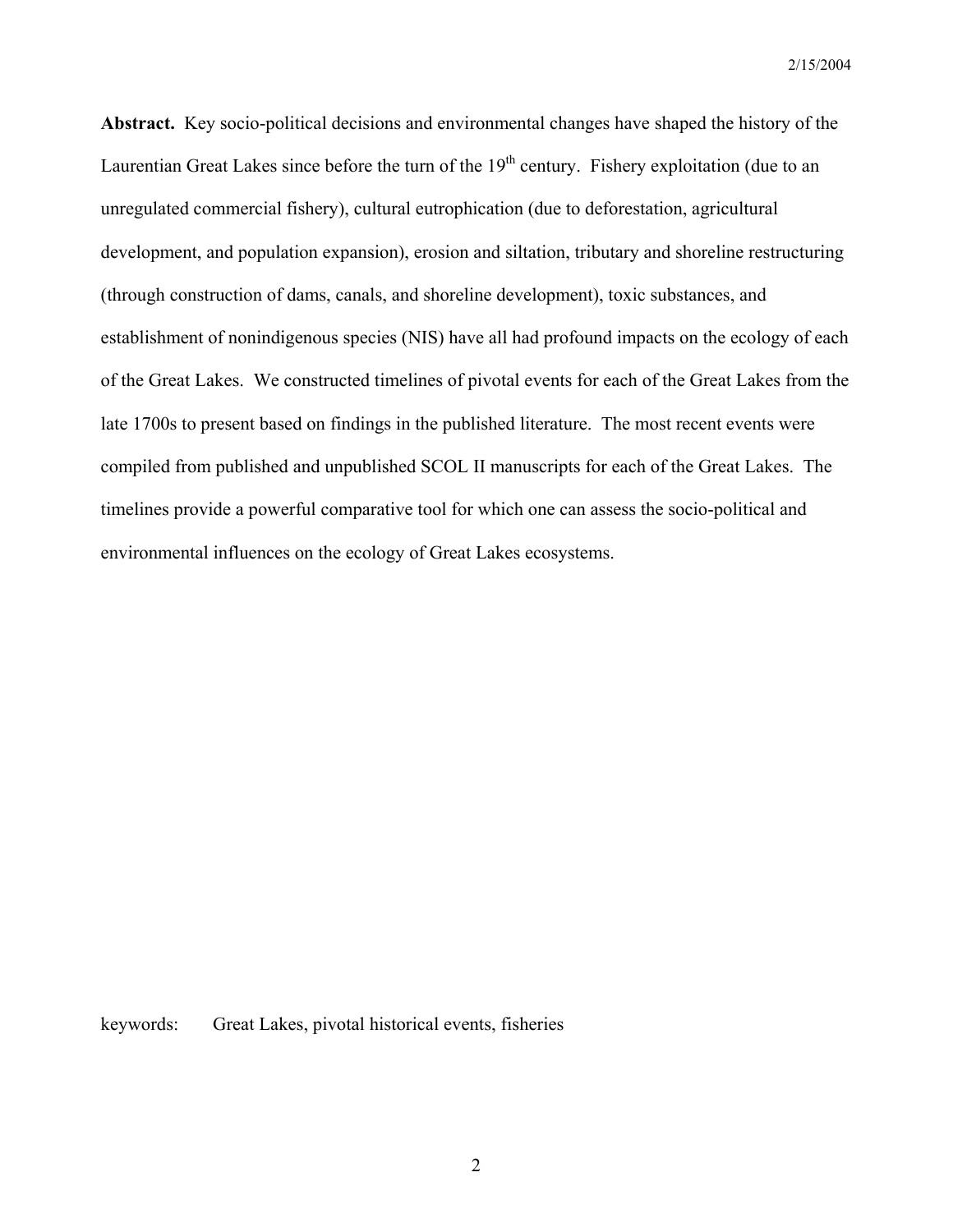**Abstract.** Key socio-political decisions and environmental changes have shaped the history of the Laurentian Great Lakes since before the turn of the 19th century. Fishery exploitation (due to an unregulated commercial fishery), cultural eutrophication (due to deforestation, agricultural development, and population expansion), erosion and siltation, tributary and shoreline restructuring (through construction of dams, canals, and shoreline development), toxic substances, and establishment of nonindigenous species (NIS) have all had profound impacts on the ecology of each of the Great Lakes. We constructed timelines of pivotal events for each of the Great Lakes from the late 1700s to present based on findings in the published literature. The most recent events were compiled from published and unpublished SCOL II manuscripts for each of the Great Lakes. The timelines provide a powerful comparative tool for which one can assess the socio-political and environmental influences on the ecology of Great Lakes ecosystems.

keywords: Great Lakes, pivotal historical events, fisheries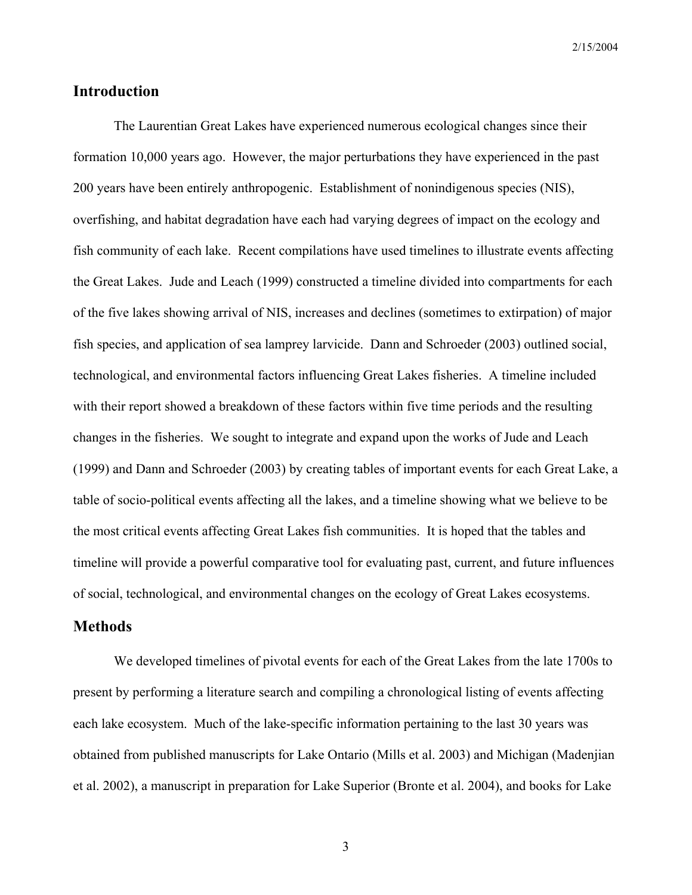## Introduction

The Laurentian Great Lakes have experienced numerous ecological changes since their formation 10,000 years ago. However, the major perturbations they have experienced in the past 200 years have been entirely anthropogenic. Establishment of nonindigenous species (NIS), overfishing, and habitat degradation have each had varying degrees of impact on the ecology and fish community of each lake. Recent compilations have used timelines to illustrate events affecting the Great Lakes. Jude and Leach (1999) constructed a timeline divided into compartments for each of the five lakes showing arrival of NIS, increases and declines (sometimes to extirpation) of major fish species, and application of sea lamprey larvicide. Dann and Schroeder (2003) outlined social, technological, and environmental factors influencing Great Lakes fisheries. A timeline included with their report showed a breakdown of these factors within five time periods and the resulting changes in the fisheries. We sought to integrate and expand upon the works of Jude and Leach (1999) and Dann and Schroeder (2003) by creating tables of important events for each Great Lake, a table of socio-political events affecting all the lakes, and a timeline showing what we believe to be the most critical events affecting Great Lakes fish communities. It is hoped that the tables and timeline will provide a powerful comparative tool for evaluating past, current, and future influences of social, technological, and environmental changes on the ecology of Great Lakes ecosystems.

## Methods

We developed timelines of pivotal events for each of the Great Lakes from the late 1700s to present by performing a literature search and compiling a chronological listing of events affecting each lake ecosystem. Much of the lake-specific information pertaining to the last 30 years was obtained from published manuscripts for Lake Ontario (Mills et al. 2003) and Michigan (Madenjian et al. 2002), a manuscript in preparation for Lake Superior (Bronte et al. 2004), and books for Lake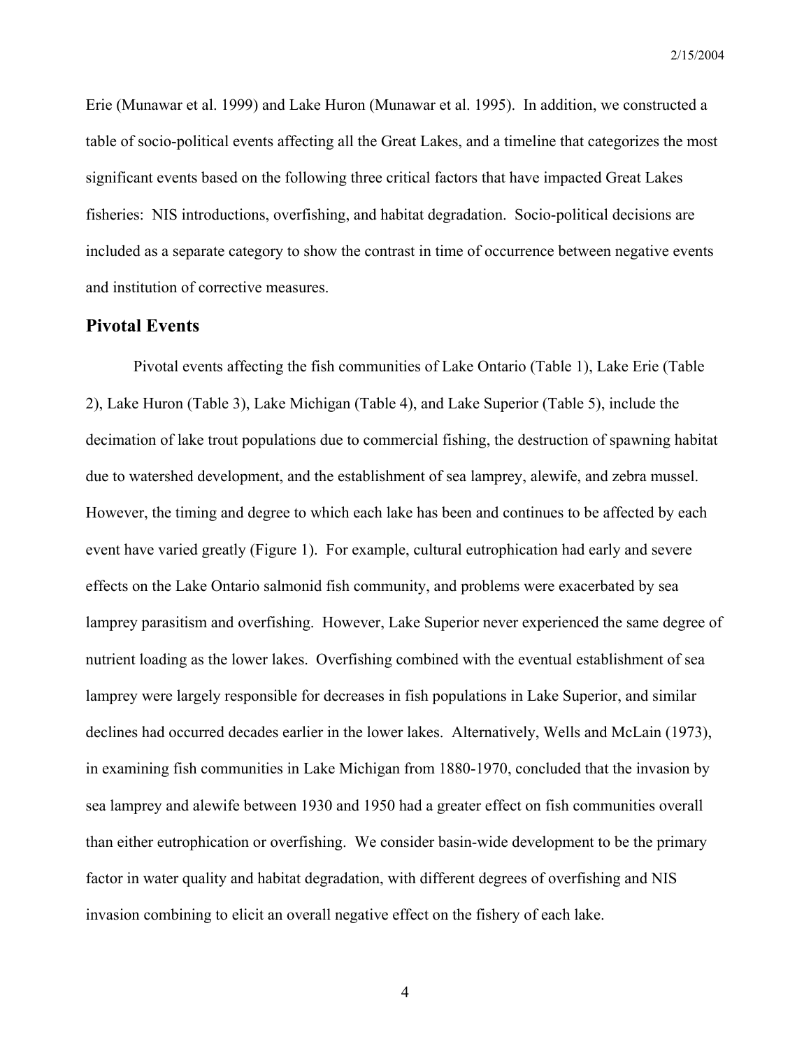Erie (Munawar et al. 1999) and Lake Huron (Munawar et al. 1995). In addition, we constructed a table of socio-political events affecting all the Great Lakes, and a timeline that categorizes the most significant events based on the following three critical factors that have impacted Great Lakes fisheries: NIS introductions, overfishing, and habitat degradation. Socio-political decisions are included as a separate category to show the contrast in time of occurrence between negative events and institution of corrective measures.

## Pivotal Events

Pivotal events affecting the fish communities of Lake Ontario (Table 1), Lake Erie (Table 2), Lake Huron (Table 3), Lake Michigan (Table 4), and Lake Superior (Table 5), include the decimation of lake trout populations due to commercial fishing, the destruction of spawning habitat due to watershed development, and the establishment of sea lamprey, alewife, and zebra mussel. However, the timing and degree to which each lake has been and continues to be affected by each event have varied greatly (Figure 1). For example, cultural eutrophication had early and severe effects on the Lake Ontario salmonid fish community, and problems were exacerbated by sea lamprey parasitism and overfishing. However, Lake Superior never experienced the same degree of nutrient loading as the lower lakes. Overfishing combined with the eventual establishment of sea lamprey were largely responsible for decreases in fish populations in Lake Superior, and similar declines had occurred decades earlier in the lower lakes. Alternatively, Wells and McLain (1973), in examining fish communities in Lake Michigan from 1880-1970, concluded that the invasion by sea lamprey and alewife between 1930 and 1950 had a greater effect on fish communities overall than either eutrophication or overfishing. We consider basin-wide development to be the primary factor in water quality and habitat degradation, with different degrees of overfishing and NIS invasion combining to elicit an overall negative effect on the fishery of each lake.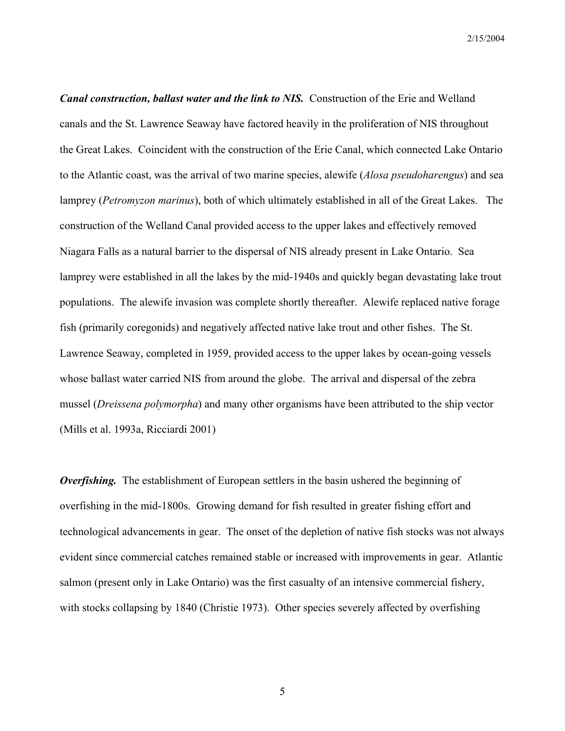***Canal construction, ballast water and the link to NIS.*** Construction of the Erie and Welland canals and the St. Lawrence Seaway have factored heavily in the proliferation of NIS throughout the Great Lakes. Coincident with the construction of the Erie Canal, which connected Lake Ontario to the Atlantic coast, was the arrival of two marine species, alewife (*Alosa pseudoharengus*) and sea lamprey (*Petromyzon marinus*), both of which ultimately established in all of the Great Lakes. The construction of the Welland Canal provided access to the upper lakes and effectively removed Niagara Falls as a natural barrier to the dispersal of NIS already present in Lake Ontario. Sea lamprey were established in all the lakes by the mid-1940s and quickly began devastating lake trout populations. The alewife invasion was complete shortly thereafter. Alewife replaced native forage fish (primarily coregonids) and negatively affected native lake trout and other fishes. The St. Lawrence Seaway, completed in 1959, provided access to the upper lakes by ocean-going vessels whose ballast water carried NIS from around the globe. The arrival and dispersal of the zebra mussel (*Dreissena polymorpha*) and many other organisms have been attributed to the ship vector (Mills et al. 1993a, Ricciardi 2001)

***Overfishing.*** The establishment of European settlers in the basin ushered the beginning of overfishing in the mid-1800s. Growing demand for fish resulted in greater fishing effort and technological advancements in gear. The onset of the depletion of native fish stocks was not always evident since commercial catches remained stable or increased with improvements in gear. Atlantic salmon (present only in Lake Ontario) was the first casualty of an intensive commercial fishery, with stocks collapsing by 1840 (Christie 1973). Other species severely affected by overfishing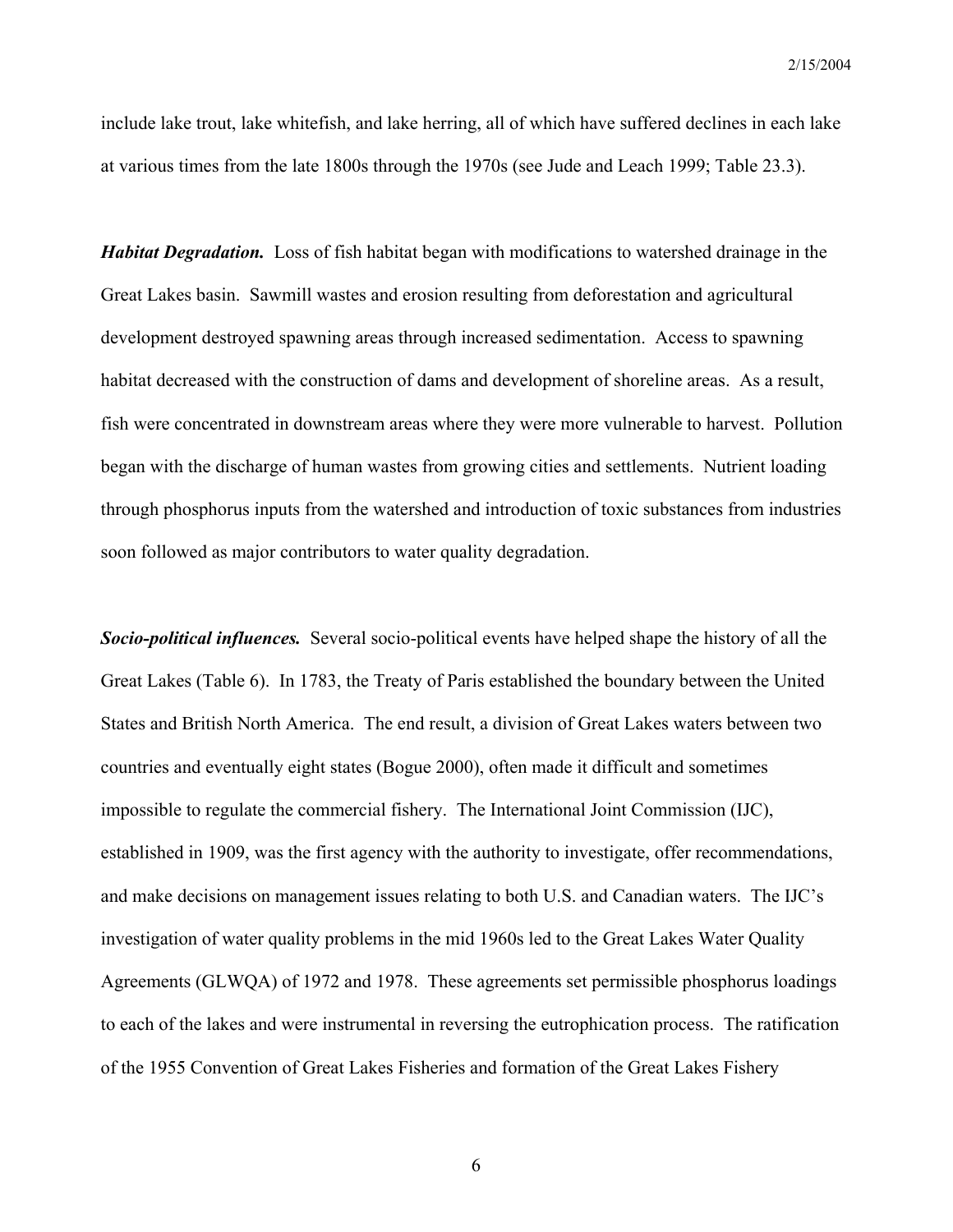include lake trout, lake whitefish, and lake herring, all of which have suffered declines in each lake at various times from the late 1800s through the 1970s (see Jude and Leach 1999; Table 23.3).

***Habitat Degradation.*** Loss of fish habitat began with modifications to watershed drainage in the Great Lakes basin. Sawmill wastes and erosion resulting from deforestation and agricultural development destroyed spawning areas through increased sedimentation. Access to spawning habitat decreased with the construction of dams and development of shoreline areas. As a result, fish were concentrated in downstream areas where they were more vulnerable to harvest. Pollution began with the discharge of human wastes from growing cities and settlements. Nutrient loading through phosphorus inputs from the watershed and introduction of toxic substances from industries soon followed as major contributors to water quality degradation.

***Socio-political influences.*** Several socio-political events have helped shape the history of all the Great Lakes (Table 6). In 1783, the Treaty of Paris established the boundary between the United States and British North America. The end result, a division of Great Lakes waters between two countries and eventually eight states (Bogue 2000), often made it difficult and sometimes impossible to regulate the commercial fishery. The International Joint Commission (IJC), established in 1909, was the first agency with the authority to investigate, offer recommendations, and make decisions on management issues relating to both U.S. and Canadian waters. The IJC's investigation of water quality problems in the mid 1960s led to the Great Lakes Water Quality Agreements (GLWQA) of 1972 and 1978. These agreements set permissible phosphorus loadings to each of the lakes and were instrumental in reversing the eutrophication process. The ratification of the 1955 Convention of Great Lakes Fisheries and formation of the Great Lakes Fishery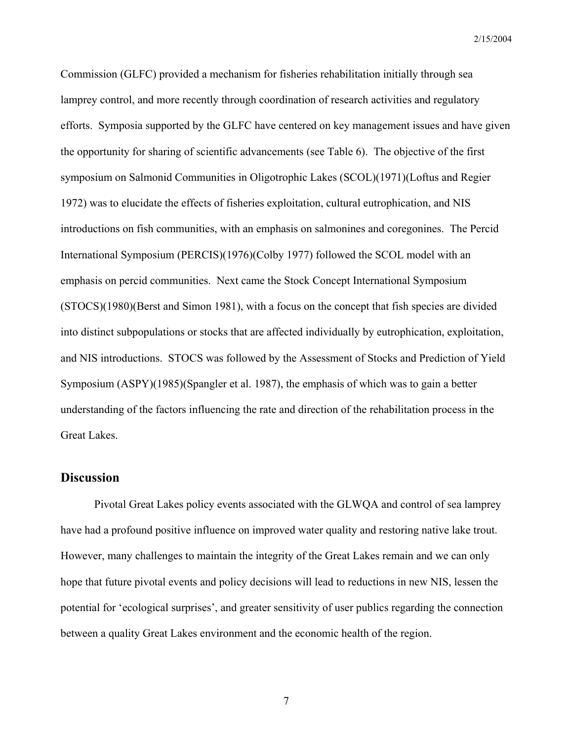Commission (GLFC) provided a mechanism for fisheries rehabilitation initially through sea lamprey control, and more recently through coordination of research activities and regulatory efforts. Symposia supported by the GLFC have centered on key management issues and have given the opportunity for sharing of scientific advancements (see Table 6). The objective of the first symposium on Salmonid Communities in Oligotrophic Lakes (SCOL)(1971)(Loftus and Regier 1972) was to elucidate the effects of fisheries exploitation, cultural eutrophication, and NIS introductions on fish communities, with an emphasis on salmonines and coregonines. The Percid International Symposium (PERCIS)(1976)(Colby 1977) followed the SCOL model with an emphasis on percid communities. Next came the Stock Concept International Symposium (STOCS)(1980)(Berst and Simon 1981), with a focus on the concept that fish species are divided into distinct subpopulations or stocks that are affected individually by eutrophication, exploitation, and NIS introductions. STOCS was followed by the Assessment of Stocks and Prediction of Yield Symposium (ASPY)(1985)(Spangler et al. 1987), the emphasis of which was to gain a better understanding of the factors influencing the rate and direction of the rehabilitation process in the Great Lakes.

## Discussion

Pivotal Great Lakes policy events associated with the GLWQA and control of sea lamprey have had a profound positive influence on improved water quality and restoring native lake trout. However, many challenges to maintain the integrity of the Great Lakes remain and we can only hope that future pivotal events and policy decisions will lead to reductions in new NIS, lessen the potential for 'ecological surprises', and greater sensitivity of user publics regarding the connection between a quality Great Lakes environment and the economic health of the region.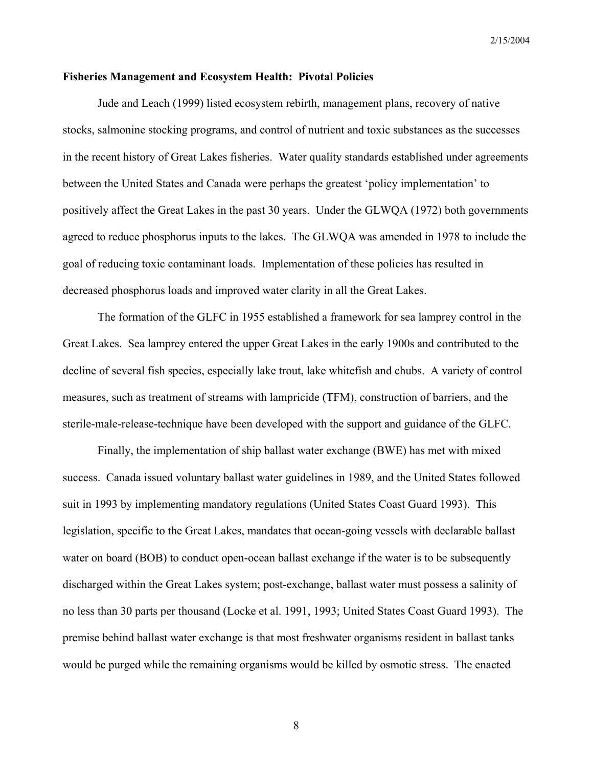**Fisheries Management and Ecosystem Health: Pivotal Policies**

Jude and Leach (1999) listed ecosystem rebirth, management plans, recovery of native stocks, salmonine stocking programs, and control of nutrient and toxic substances as the successes in the recent history of Great Lakes fisheries. Water quality standards established under agreements between the United States and Canada were perhaps the greatest 'policy implementation' to positively affect the Great Lakes in the past 30 years. Under the GLWQA (1972) both governments agreed to reduce phosphorus inputs to the lakes. The GLWQA was amended in 1978 to include the goal of reducing toxic contaminant loads. Implementation of these policies has resulted in decreased phosphorus loads and improved water clarity in all the Great Lakes.

The formation of the GLFC in 1955 established a framework for sea lamprey control in the Great Lakes. Sea lamprey entered the upper Great Lakes in the early 1900s and contributed to the decline of several fish species, especially lake trout, lake whitefish and chubs. A variety of control measures, such as treatment of streams with lampricide (TFM), construction of barriers, and the sterile-male-release-technique have been developed with the support and guidance of the GLFC.

Finally, the implementation of ship ballast water exchange (BWE) has met with mixed success. Canada issued voluntary ballast water guidelines in 1989, and the United States followed suit in 1993 by implementing mandatory regulations (United States Coast Guard 1993). This legislation, specific to the Great Lakes, mandates that ocean-going vessels with declarable ballast water on board (BOB) to conduct open-ocean ballast exchange if the water is to be subsequently discharged within the Great Lakes system; post-exchange, ballast water must possess a salinity of no less than 30 parts per thousand (Locke et al. 1991, 1993; United States Coast Guard 1993). The premise behind ballast water exchange is that most freshwater organisms resident in ballast tanks would be purged while the remaining organisms would be killed by osmotic stress. The enacted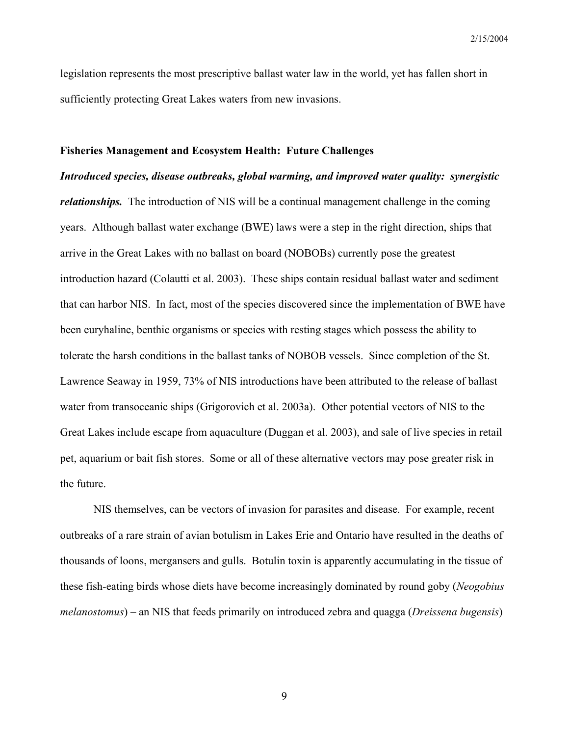legislation represents the most prescriptive ballast water law in the world, yet has fallen short in sufficiently protecting Great Lakes waters from new invasions.

## Fisheries Management and Ecosystem Health: Future Challenges

***Introduced species, disease outbreaks, global warming, and improved water quality: synergistic relationships.*** The introduction of NIS will be a continual management challenge in the coming years. Although ballast water exchange (BWE) laws were a step in the right direction, ships that arrive in the Great Lakes with no ballast on board (NOBOBs) currently pose the greatest introduction hazard (Colautti et al. 2003). These ships contain residual ballast water and sediment that can harbor NIS. In fact, most of the species discovered since the implementation of BWE have been euryhaline, benthic organisms or species with resting stages which possess the ability to tolerate the harsh conditions in the ballast tanks of NOBOB vessels. Since completion of the St. Lawrence Seaway in 1959, 73% of NIS introductions have been attributed to the release of ballast water from transoceanic ships (Grigorovich et al. 2003a). Other potential vectors of NIS to the Great Lakes include escape from aquaculture (Duggan et al. 2003), and sale of live species in retail pet, aquarium or bait fish stores. Some or all of these alternative vectors may pose greater risk in the future.

NIS themselves, can be vectors of invasion for parasites and disease. For example, recent outbreaks of a rare strain of avian botulism in Lakes Erie and Ontario have resulted in the deaths of thousands of loons, mergansers and gulls. Botulin toxin is apparently accumulating in the tissue of these fish-eating birds whose diets have become increasingly dominated by round goby (*Neogobius melanostomus*) – an NIS that feeds primarily on introduced zebra and quagga (*Dreissena bugensis*)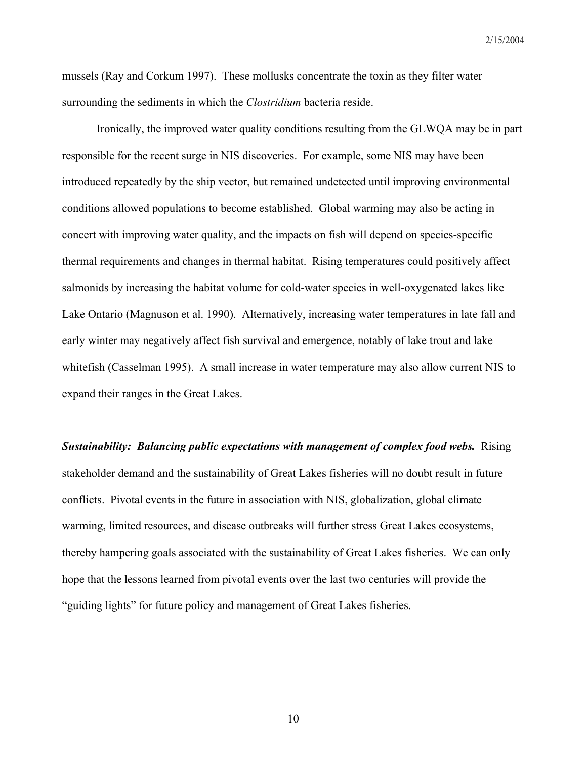mussels (Ray and Corkum 1997). These mollusks concentrate the toxin as they filter water surrounding the sediments in which the *Clostridium* bacteria reside.

Ironically, the improved water quality conditions resulting from the GLWQA may be in part responsible for the recent surge in NIS discoveries. For example, some NIS may have been introduced repeatedly by the ship vector, but remained undetected until improving environmental conditions allowed populations to become established. Global warming may also be acting in concert with improving water quality, and the impacts on fish will depend on species-specific thermal requirements and changes in thermal habitat. Rising temperatures could positively affect salmonids by increasing the habitat volume for cold-water species in well-oxygenated lakes like Lake Ontario (Magnuson et al. 1990). Alternatively, increasing water temperatures in late fall and early winter may negatively affect fish survival and emergence, notably of lake trout and lake whitefish (Casselman 1995). A small increase in water temperature may also allow current NIS to expand their ranges in the Great Lakes.

***Sustainability: Balancing public expectations with management of complex food webs.*** Rising stakeholder demand and the sustainability of Great Lakes fisheries will no doubt result in future conflicts. Pivotal events in the future in association with NIS, globalization, global climate warming, limited resources, and disease outbreaks will further stress Great Lakes ecosystems, thereby hampering goals associated with the sustainability of Great Lakes fisheries. We can only hope that the lessons learned from pivotal events over the last two centuries will provide the "guiding lights" for future policy and management of Great Lakes fisheries.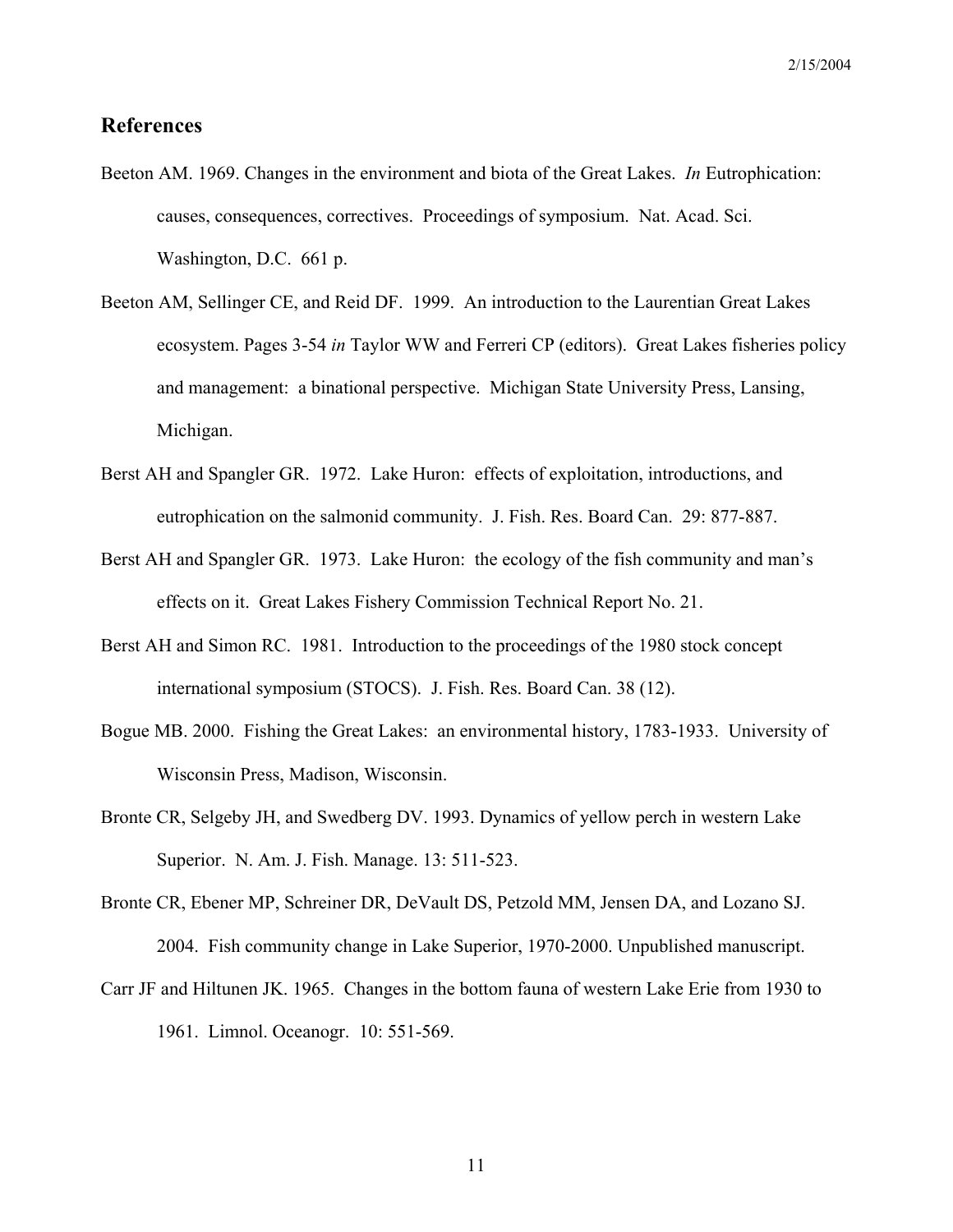## References

Beeton AM. 1969. Changes in the environment and biota of the Great Lakes. *In* Eutrophication: causes, consequences, correctives. Proceedings of symposium. Nat. Acad. Sci. Washington, D.C. 661 p.

Beeton AM, Sellinger CE, and Reid DF. 1999. An introduction to the Laurentian Great Lakes ecosystem. Pages 3-54 *in* Taylor WW and Ferreri CP (editors). Great Lakes fisheries policy and management: a binational perspective. Michigan State University Press, Lansing, Michigan.

Berst AH and Spangler GR. 1972. Lake Huron: effects of exploitation, introductions, and eutrophication on the salmonid community. J. Fish. Res. Board Can. 29: 877-887.

Berst AH and Spangler GR. 1973. Lake Huron: the ecology of the fish community and man's effects on it. Great Lakes Fishery Commission Technical Report No. 21.

Berst AH and Simon RC. 1981. Introduction to the proceedings of the 1980 stock concept international symposium (STOCS). J. Fish. Res. Board Can. 38 (12).

Bogue MB. 2000. Fishing the Great Lakes: an environmental history, 1783-1933. University of Wisconsin Press, Madison, Wisconsin.

Bronte CR, Selgeby JH, and Swedberg DV. 1993. Dynamics of yellow perch in western Lake Superior. N. Am. J. Fish. Manage. 13: 511-523.

Bronte CR, Ebener MP, Schreiner DR, DeVault DS, Petzold MM, Jensen DA, and Lozano SJ. 2004. Fish community change in Lake Superior, 1970-2000. Unpublished manuscript.

Carr JF and Hiltunen JK. 1965. Changes in the bottom fauna of western Lake Erie from 1930 to 1961. Limnol. Oceanogr. 10: 551-569.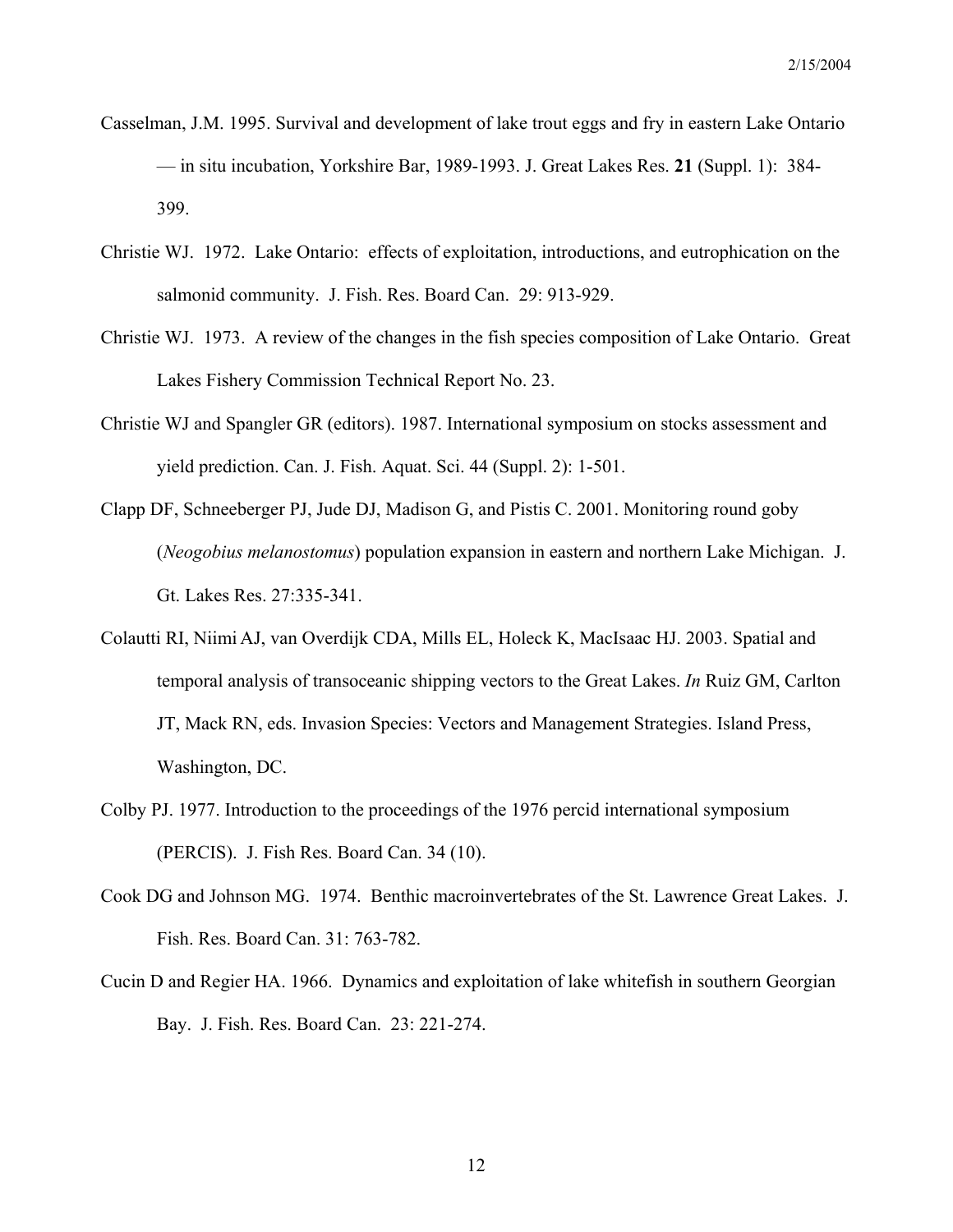Casselman, J.M. 1995. Survival and development of lake trout eggs and fry in eastern Lake Ontario — in situ incubation, Yorkshire Bar, 1989-1993. J. Great Lakes Res. **21** (Suppl. 1): 384-399.

Christie WJ. 1972. Lake Ontario: effects of exploitation, introductions, and eutrophication on the salmonid community. J. Fish. Res. Board Can. 29: 913-929.

Christie WJ. 1973. A review of the changes in the fish species composition of Lake Ontario. Great Lakes Fishery Commission Technical Report No. 23.

Christie WJ and Spangler GR (editors). 1987. International symposium on stocks assessment and yield prediction. Can. J. Fish. Aquat. Sci. 44 (Suppl. 2): 1-501.

Clapp DF, Schneeberger PJ, Jude DJ, Madison G, and Pistis C. 2001. Monitoring round goby (*Neogobius melanostomus*) population expansion in eastern and northern Lake Michigan. J. Gt. Lakes Res. 27:335-341.

Colautti RI, Niimi AJ, van Overdijk CDA, Mills EL, Holeck K, MacIsaac HJ. 2003. Spatial and temporal analysis of transoceanic shipping vectors to the Great Lakes. *In* Ruiz GM, Carlton JT, Mack RN, eds. Invasion Species: Vectors and Management Strategies. Island Press, Washington, DC.

Colby PJ. 1977. Introduction to the proceedings of the 1976 percid international symposium (PERCIS). J. Fish Res. Board Can. 34 (10).

Cook DG and Johnson MG. 1974. Benthic macroinvertebrates of the St. Lawrence Great Lakes. J. Fish. Res. Board Can. 31: 763-782.

Cucin D and Regier HA. 1966. Dynamics and exploitation of lake whitefish in southern Georgian Bay. J. Fish. Res. Board Can. 23: 221-274.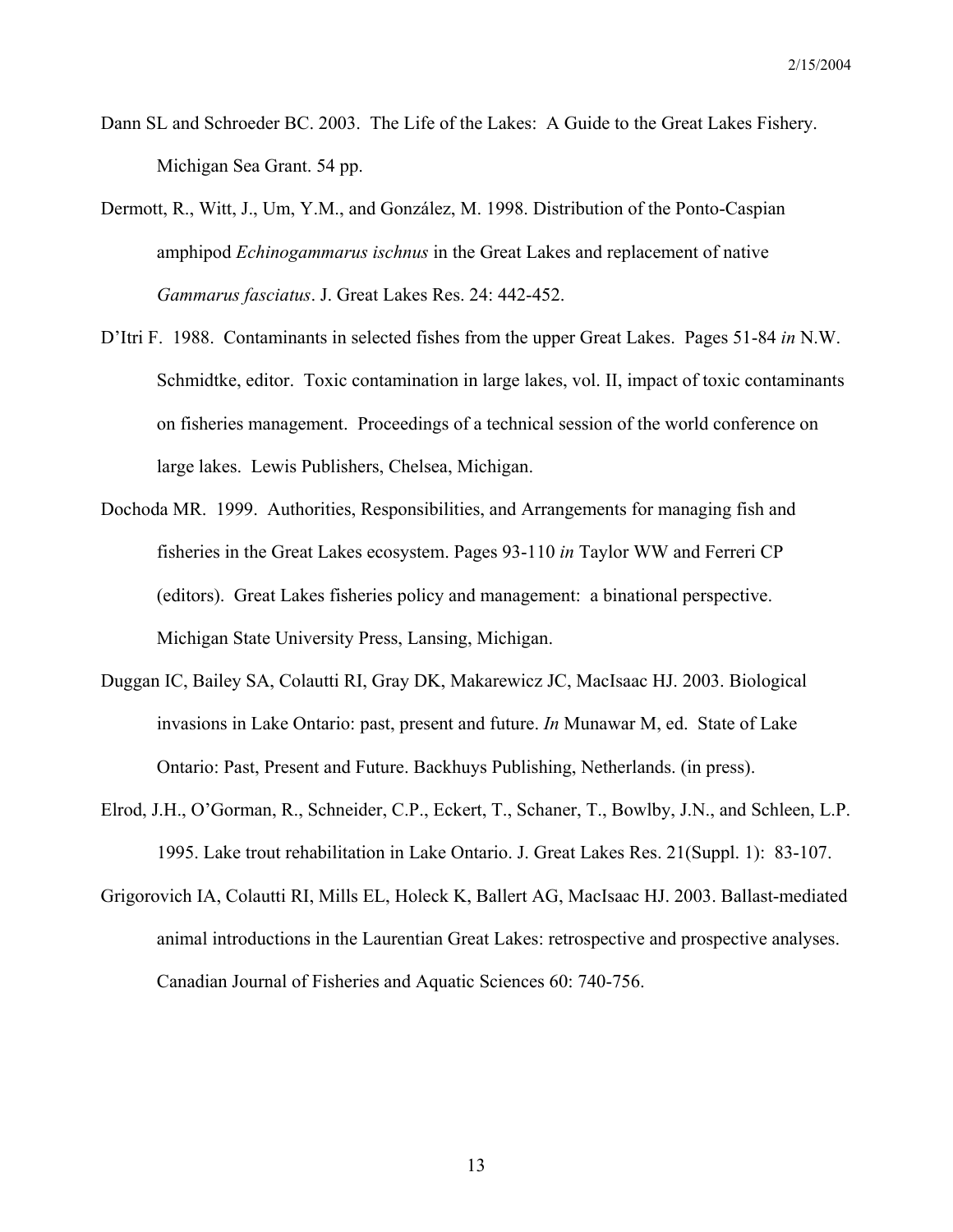Dann SL and Schroeder BC. 2003. The Life of the Lakes: A Guide to the Great Lakes Fishery. Michigan Sea Grant. 54 pp.

Dermott, R., Witt, J., Um, Y.M., and González, M. 1998. Distribution of the Ponto-Caspian amphipod *Echinogammarus ischnus* in the Great Lakes and replacement of native *Gammarus fasciatus*. J. Great Lakes Res. 24: 442-452.

D'Itri F. 1988. Contaminants in selected fishes from the upper Great Lakes. Pages 51-84 *in* N.W. Schmidtke, editor. Toxic contamination in large lakes, vol. II, impact of toxic contaminants on fisheries management. Proceedings of a technical session of the world conference on large lakes. Lewis Publishers, Chelsea, Michigan.

Dochoda MR. 1999. Authorities, Responsibilities, and Arrangements for managing fish and fisheries in the Great Lakes ecosystem. Pages 93-110 *in* Taylor WW and Ferreri CP (editors). Great Lakes fisheries policy and management: a binational perspective. Michigan State University Press, Lansing, Michigan.

Duggan IC, Bailey SA, Colautti RI, Gray DK, Makarewicz JC, MacIsaac HJ. 2003. Biological invasions in Lake Ontario: past, present and future. *In* Munawar M, ed. State of Lake Ontario: Past, Present and Future. Backhuys Publishing, Netherlands. (in press).

Elrod, J.H., O'Gorman, R., Schneider, C.P., Eckert, T., Schaner, T., Bowlby, J.N., and Schleen, L.P. 1995. Lake trout rehabilitation in Lake Ontario. J. Great Lakes Res. 21(Suppl. 1): 83-107.

Grigorovich IA, Colautti RI, Mills EL, Holeck K, Ballert AG, MacIsaac HJ. 2003. Ballast-mediated animal introductions in the Laurentian Great Lakes: retrospective and prospective analyses. Canadian Journal of Fisheries and Aquatic Sciences 60: 740-756.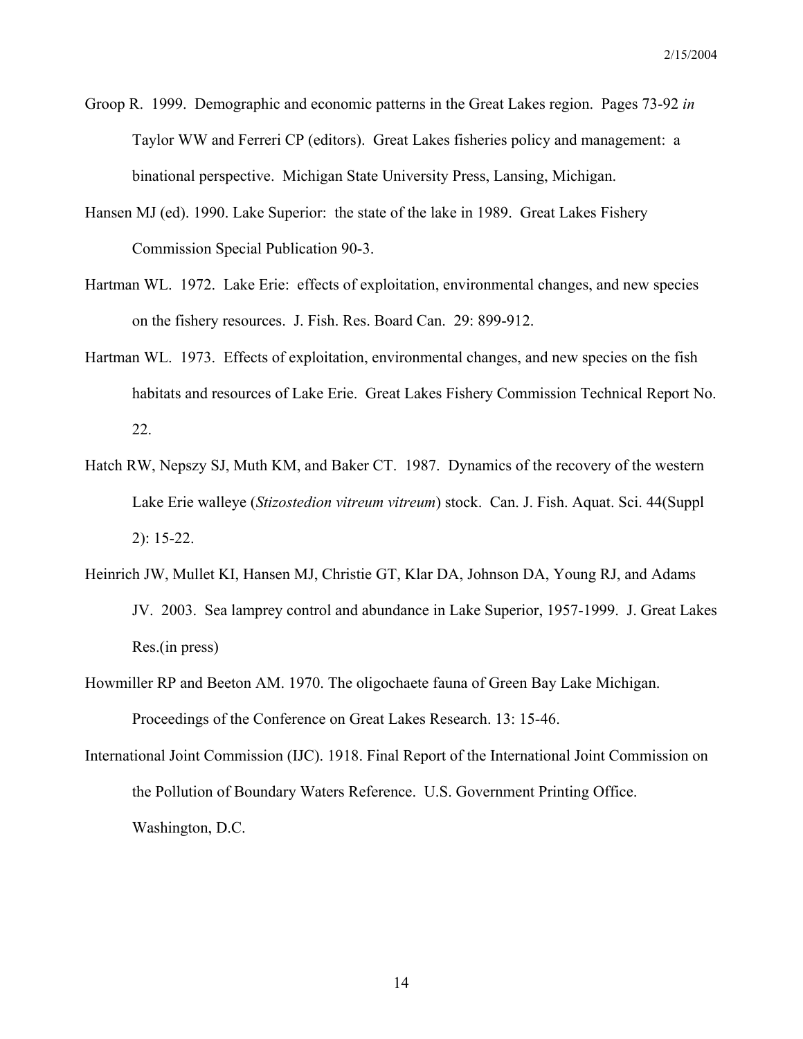Groop R. 1999. Demographic and economic patterns in the Great Lakes region. Pages 73-92 *in* Taylor WW and Ferreri CP (editors). Great Lakes fisheries policy and management: a binational perspective. Michigan State University Press, Lansing, Michigan.

Hansen MJ (ed). 1990. Lake Superior: the state of the lake in 1989. Great Lakes Fishery Commission Special Publication 90-3.

Hartman WL. 1972. Lake Erie: effects of exploitation, environmental changes, and new species on the fishery resources. J. Fish. Res. Board Can. 29: 899-912.

Hartman WL. 1973. Effects of exploitation, environmental changes, and new species on the fish habitats and resources of Lake Erie. Great Lakes Fishery Commission Technical Report No. 22.

Hatch RW, Nepszy SJ, Muth KM, and Baker CT. 1987. Dynamics of the recovery of the western Lake Erie walleye (*Stizostedion vitreum vitreum*) stock. Can. J. Fish. Aquat. Sci. 44(Suppl 2): 15-22.

Heinrich JW, Mullet KI, Hansen MJ, Christie GT, Klar DA, Johnson DA, Young RJ, and Adams JV. 2003. Sea lamprey control and abundance in Lake Superior, 1957-1999. J. Great Lakes Res.(in press)

Howmiller RP and Beeton AM. 1970. The oligochaete fauna of Green Bay Lake Michigan. Proceedings of the Conference on Great Lakes Research. 13: 15-46.

International Joint Commission (IJC). 1918. Final Report of the International Joint Commission on the Pollution of Boundary Waters Reference. U.S. Government Printing Office. Washington, D.C.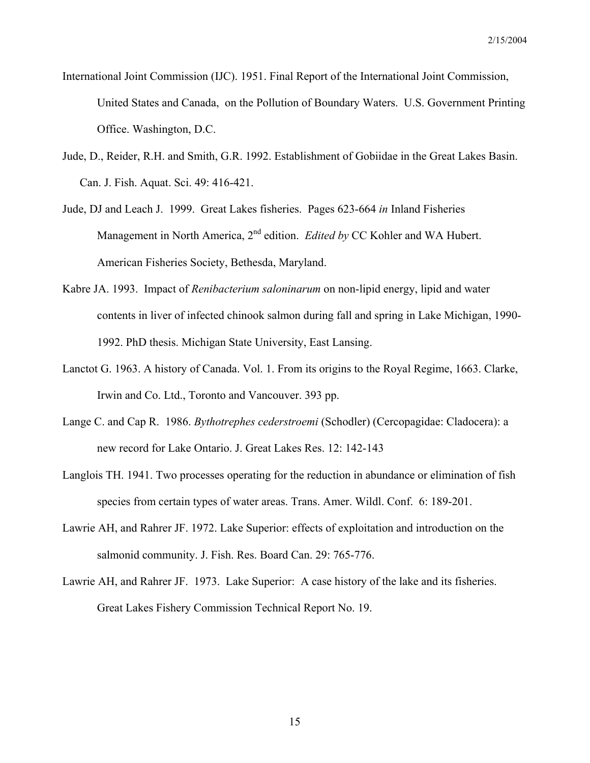International Joint Commission (IJC). 1951. Final Report of the International Joint Commission, United States and Canada, on the Pollution of Boundary Waters. U.S. Government Printing Office. Washington, D.C.

Jude, D., Reider, R.H. and Smith, G.R. 1992. Establishment of Gobiidae in the Great Lakes Basin. Can. J. Fish. Aquat. Sci. 49: 416-421.

Jude, DJ and Leach J. 1999. Great Lakes fisheries. Pages 623-664 *in* Inland Fisheries Management in North America, 2nd edition. *Edited by* CC Kohler and WA Hubert. American Fisheries Society, Bethesda, Maryland.

Kabre JA. 1993. Impact of *Renibacterium saloninarum* on non-lipid energy, lipid and water contents in liver of infected chinook salmon during fall and spring in Lake Michigan, 1990-1992. PhD thesis. Michigan State University, East Lansing.

Lanctot G. 1963. A history of Canada. Vol. 1. From its origins to the Royal Regime, 1663. Clarke, Irwin and Co. Ltd., Toronto and Vancouver. 393 pp.

Lange C. and Cap R. 1986. *Bythotrephes cederstroemi* (Schodler) (Cercopagidae: Cladocera): a new record for Lake Ontario. J. Great Lakes Res. 12: 142-143

Langlois TH. 1941. Two processes operating for the reduction in abundance or elimination of fish species from certain types of water areas. Trans. Amer. Wildl. Conf. 6: 189-201.

Lawrie AH, and Rahrer JF. 1972. Lake Superior: effects of exploitation and introduction on the salmonid community. J. Fish. Res. Board Can. 29: 765-776.

Lawrie AH, and Rahrer JF. 1973. Lake Superior: A case history of the lake and its fisheries. Great Lakes Fishery Commission Technical Report No. 19.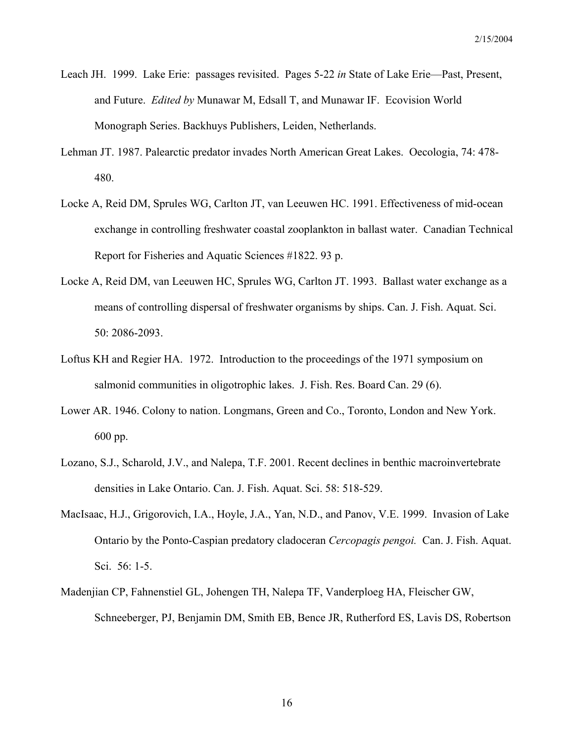Leach JH. 1999. Lake Erie: passages revisited. Pages 5-22 *in* State of Lake Erie—Past, Present, and Future. *Edited by* Munawar M, Edsall T, and Munawar IF. Ecovision World Monograph Series. Backhuys Publishers, Leiden, Netherlands.

Lehman JT. 1987. Palearctic predator invades North American Great Lakes. Oecologia, 74: 478-480.

Locke A, Reid DM, Sprules WG, Carlton JT, van Leeuwen HC. 1991. Effectiveness of mid-ocean exchange in controlling freshwater coastal zooplankton in ballast water. Canadian Technical Report for Fisheries and Aquatic Sciences #1822. 93 p.

Locke A, Reid DM, van Leeuwen HC, Sprules WG, Carlton JT. 1993. Ballast water exchange as a means of controlling dispersal of freshwater organisms by ships. Can. J. Fish. Aquat. Sci. 50: 2086-2093.

Loftus KH and Regier HA. 1972. Introduction to the proceedings of the 1971 symposium on salmonid communities in oligotrophic lakes. J. Fish. Res. Board Can. 29 (6).

Lower AR. 1946. Colony to nation. Longmans, Green and Co., Toronto, London and New York. 600 pp.

Lozano, S.J., Scharold, J.V., and Nalepa, T.F. 2001. Recent declines in benthic macroinvertebrate densities in Lake Ontario. Can. J. Fish. Aquat. Sci. 58: 518-529.

MacIsaac, H.J., Grigorovich, I.A., Hoyle, J.A., Yan, N.D., and Panov, V.E. 1999. Invasion of Lake Ontario by the Ponto-Caspian predatory cladoceran *Cercopagis pengoi.* Can. J. Fish. Aquat. Sci. 56: 1-5.

Madenjian CP, Fahnenstiel GL, Johengen TH, Nalepa TF, Vanderploeg HA, Fleischer GW, Schneeberger, PJ, Benjamin DM, Smith EB, Bence JR, Rutherford ES, Lavis DS, Robertson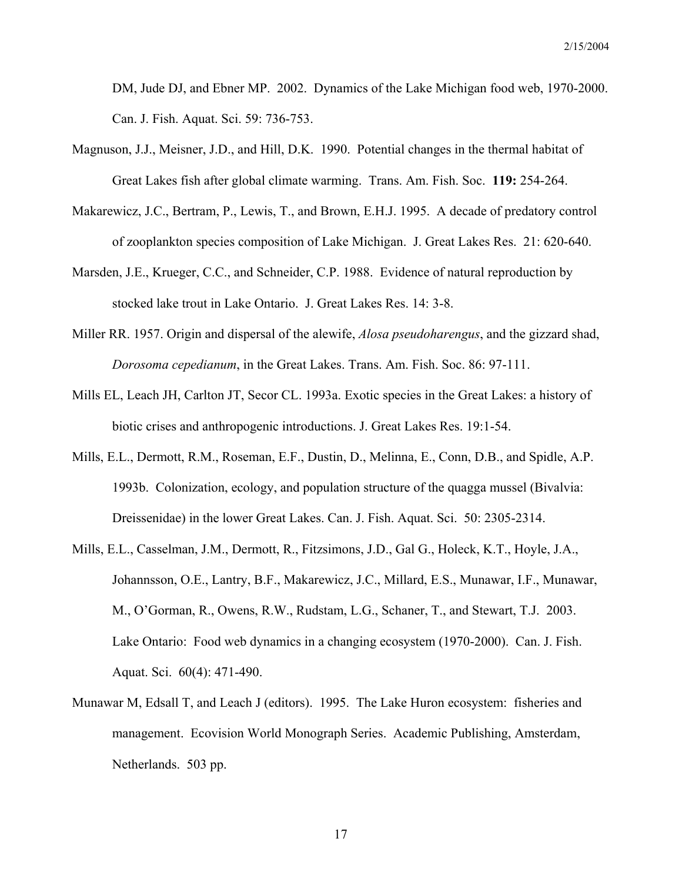DM, Jude DJ, and Ebner MP. 2002. Dynamics of the Lake Michigan food web, 1970-2000. Can. J. Fish. Aquat. Sci. 59: 736-753.

Magnuson, J.J., Meisner, J.D., and Hill, D.K. 1990. Potential changes in the thermal habitat of Great Lakes fish after global climate warming. Trans. Am. Fish. Soc. **119:** 254-264.

Makarewicz, J.C., Bertram, P., Lewis, T., and Brown, E.H.J. 1995. A decade of predatory control of zooplankton species composition of Lake Michigan. J. Great Lakes Res. 21: 620-640.

Marsden, J.E., Krueger, C.C., and Schneider, C.P. 1988. Evidence of natural reproduction by stocked lake trout in Lake Ontario. J. Great Lakes Res. 14: 3-8.

Miller RR. 1957. Origin and dispersal of the alewife, *Alosa pseudoharengus*, and the gizzard shad, *Dorosoma cepedianum*, in the Great Lakes. Trans. Am. Fish. Soc. 86: 97-111.

Mills EL, Leach JH, Carlton JT, Secor CL. 1993a. Exotic species in the Great Lakes: a history of biotic crises and anthropogenic introductions. J. Great Lakes Res. 19:1-54.

Mills, E.L., Dermott, R.M., Roseman, E.F., Dustin, D., Melinna, E., Conn, D.B., and Spidle, A.P. 1993b. Colonization, ecology, and population structure of the quagga mussel (Bivalvia: Dreissenidae) in the lower Great Lakes. Can. J. Fish. Aquat. Sci. 50: 2305-2314.

Mills, E.L., Casselman, J.M., Dermott, R., Fitzsimons, J.D., Gal G., Holeck, K.T., Hoyle, J.A., Johannsson, O.E., Lantry, B.F., Makarewicz, J.C., Millard, E.S., Munawar, I.F., Munawar, M., O'Gorman, R., Owens, R.W., Rudstam, L.G., Schaner, T., and Stewart, T.J. 2003. Lake Ontario: Food web dynamics in a changing ecosystem (1970-2000). Can. J. Fish. Aquat. Sci. 60(4): 471-490.

Munawar M, Edsall T, and Leach J (editors). 1995. The Lake Huron ecosystem: fisheries and management. Ecovision World Monograph Series. Academic Publishing, Amsterdam, Netherlands. 503 pp.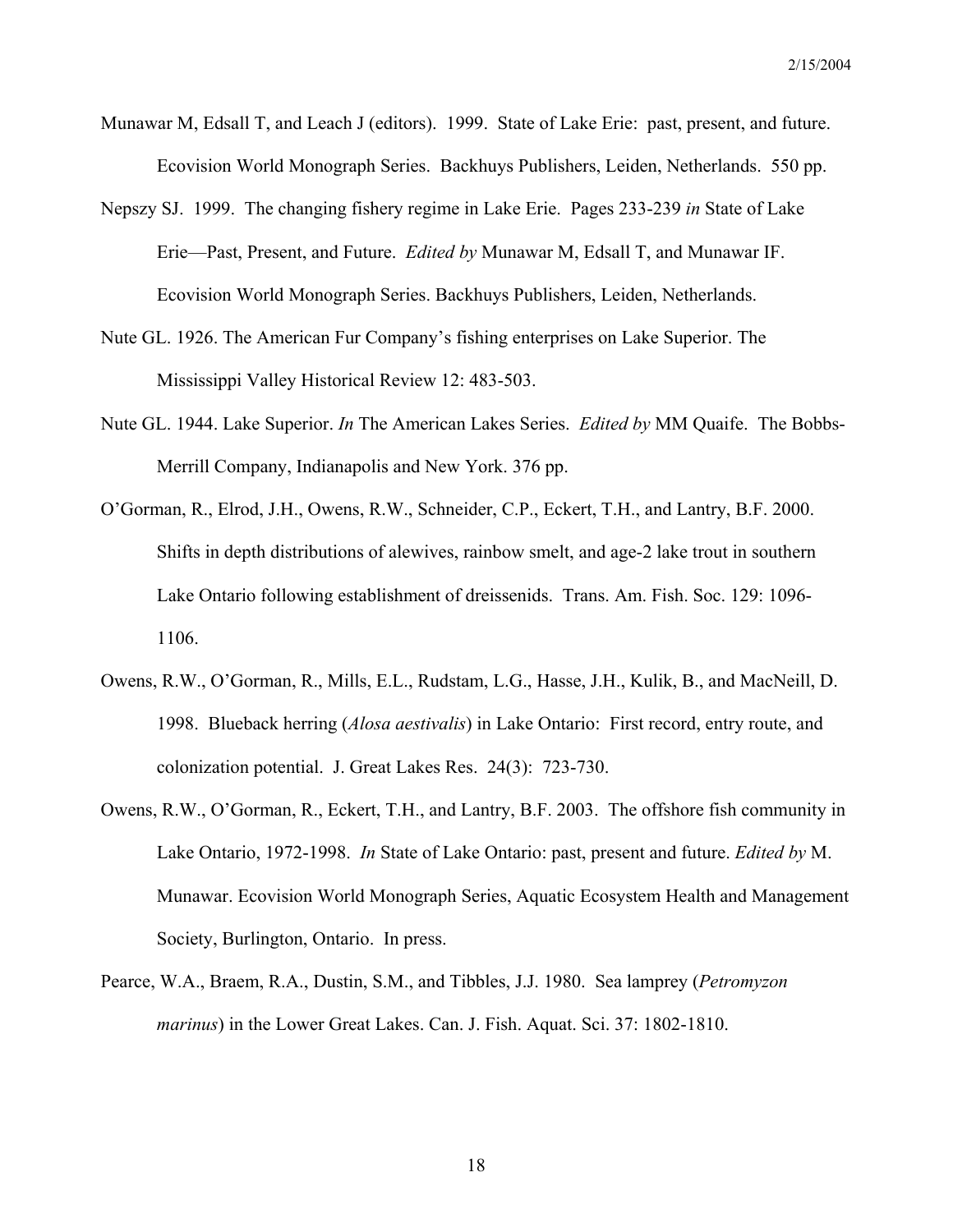Munawar M, Edsall T, and Leach J (editors). 1999. State of Lake Erie: past, present, and future. Ecovision World Monograph Series. Backhuys Publishers, Leiden, Netherlands. 550 pp.

Nepszy SJ. 1999. The changing fishery regime in Lake Erie. Pages 233-239 *in* State of Lake Erie—Past, Present, and Future. *Edited by* Munawar M, Edsall T, and Munawar IF. Ecovision World Monograph Series. Backhuys Publishers, Leiden, Netherlands.

Nute GL. 1926. The American Fur Company's fishing enterprises on Lake Superior. The Mississippi Valley Historical Review 12: 483-503.

Nute GL. 1944. Lake Superior. *In* The American Lakes Series. *Edited by* MM Quaife. The Bobbs-Merrill Company, Indianapolis and New York. 376 pp.

O'Gorman, R., Elrod, J.H., Owens, R.W., Schneider, C.P., Eckert, T.H., and Lantry, B.F. 2000. Shifts in depth distributions of alewives, rainbow smelt, and age-2 lake trout in southern Lake Ontario following establishment of dreissenids. Trans. Am. Fish. Soc. 129: 1096-1106.

Owens, R.W., O'Gorman, R., Mills, E.L., Rudstam, L.G., Hasse, J.H., Kulik, B., and MacNeill, D. 1998. Blueback herring (*Alosa aestivalis*) in Lake Ontario: First record, entry route, and colonization potential. J. Great Lakes Res. 24(3): 723-730.

Owens, R.W., O'Gorman, R., Eckert, T.H., and Lantry, B.F. 2003. The offshore fish community in Lake Ontario, 1972-1998. *In* State of Lake Ontario: past, present and future. *Edited by* M. Munawar. Ecovision World Monograph Series, Aquatic Ecosystem Health and Management Society, Burlington, Ontario. In press.

Pearce, W.A., Braem, R.A., Dustin, S.M., and Tibbles, J.J. 1980. Sea lamprey (*Petromyzon marinus*) in the Lower Great Lakes. Can. J. Fish. Aquat. Sci. 37: 1802-1810.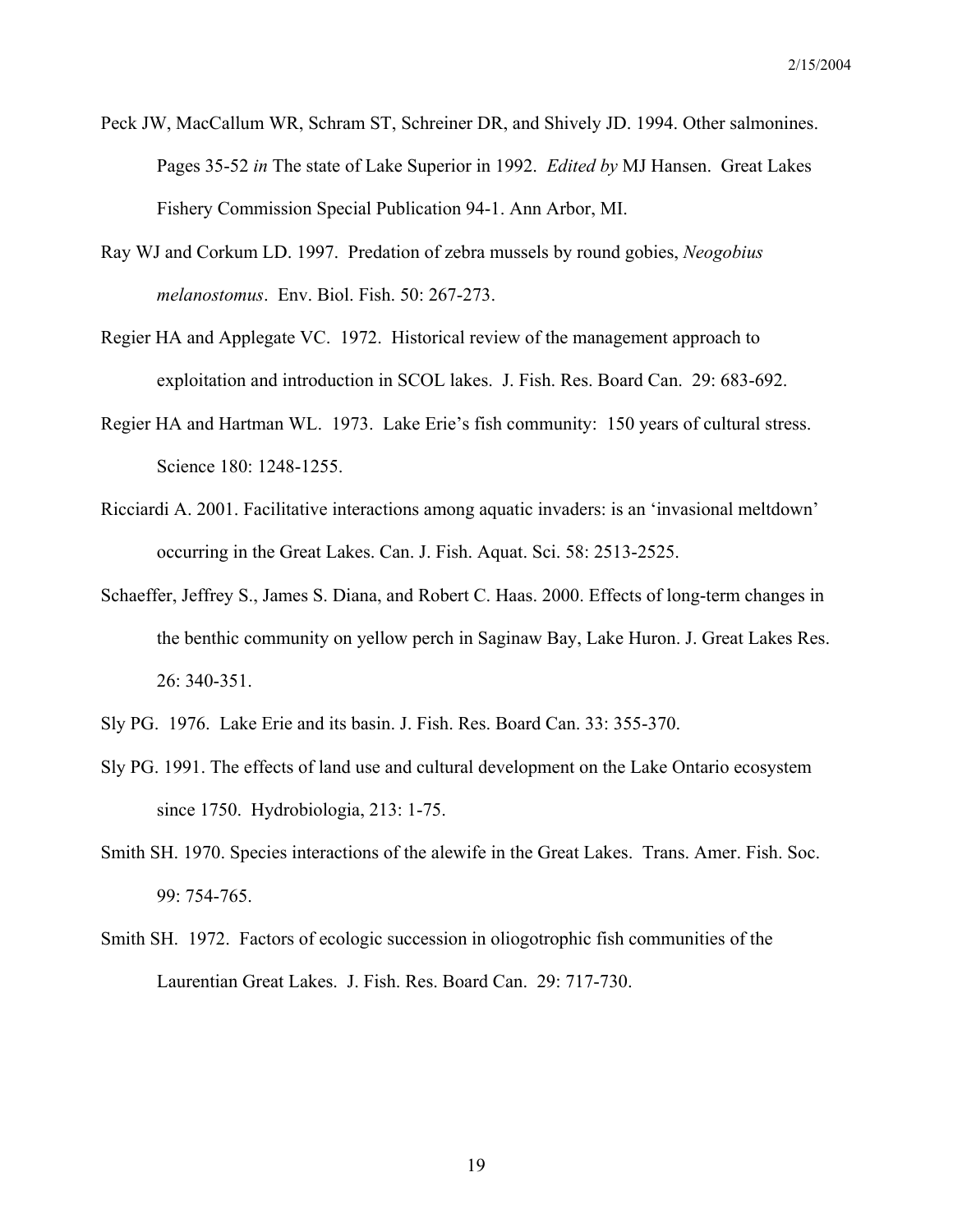Peck JW, MacCallum WR, Schram ST, Schreiner DR, and Shively JD. 1994. Other salmonines. Pages 35-52 *in* The state of Lake Superior in 1992. *Edited by* MJ Hansen. Great Lakes Fishery Commission Special Publication 94-1. Ann Arbor, MI.

Ray WJ and Corkum LD. 1997. Predation of zebra mussels by round gobies, *Neogobius melanostomus*. Env. Biol. Fish. 50: 267-273.

Regier HA and Applegate VC. 1972. Historical review of the management approach to exploitation and introduction in SCOL lakes. J. Fish. Res. Board Can. 29: 683-692.

Regier HA and Hartman WL. 1973. Lake Erie's fish community: 150 years of cultural stress. Science 180: 1248-1255.

Ricciardi A. 2001. Facilitative interactions among aquatic invaders: is an 'invasional meltdown' occurring in the Great Lakes. Can. J. Fish. Aquat. Sci. 58: 2513-2525.

Schaeffer, Jeffrey S., James S. Diana, and Robert C. Haas. 2000. Effects of long-term changes in the benthic community on yellow perch in Saginaw Bay, Lake Huron. J. Great Lakes Res. 26: 340-351.

Sly PG. 1976. Lake Erie and its basin. J. Fish. Res. Board Can. 33: 355-370.

Sly PG. 1991. The effects of land use and cultural development on the Lake Ontario ecosystem since 1750. Hydrobiologia, 213: 1-75.

Smith SH. 1970. Species interactions of the alewife in the Great Lakes. Trans. Amer. Fish. Soc. 99: 754-765.

Smith SH. 1972. Factors of ecologic succession in oligotrophic fish communities of the Laurentian Great Lakes. J. Fish. Res. Board Can. 29: 717-730.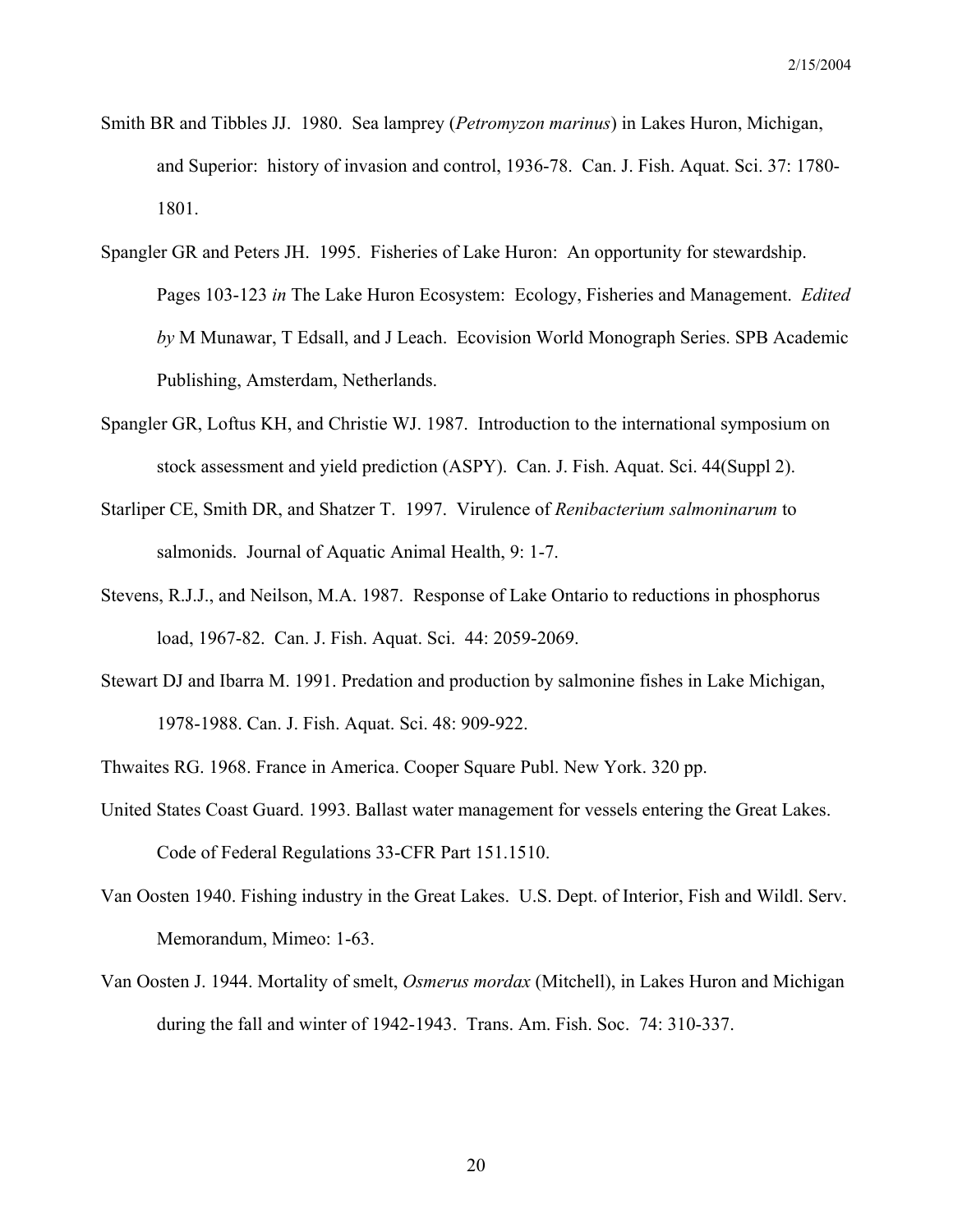Smith BR and Tibbles JJ. 1980. Sea lamprey (*Petromyzon marinus*) in Lakes Huron, Michigan, and Superior: history of invasion and control, 1936-78. Can. J. Fish. Aquat. Sci. 37: 1780-1801.

Spangler GR and Peters JH. 1995. Fisheries of Lake Huron: An opportunity for stewardship. Pages 103-123 *in* The Lake Huron Ecosystem: Ecology, Fisheries and Management. *Edited by* M Munawar, T Edsall, and J Leach. Ecovision World Monograph Series. SPB Academic Publishing, Amsterdam, Netherlands.

Spangler GR, Loftus KH, and Christie WJ. 1987. Introduction to the international symposium on stock assessment and yield prediction (ASPY). Can. J. Fish. Aquat. Sci. 44(Suppl 2).

Starliper CE, Smith DR, and Shatzer T. 1997. Virulence of *Renibacterium salmoninarum* to salmonids. Journal of Aquatic Animal Health, 9: 1-7.

Stevens, R.J.J., and Neilson, M.A. 1987. Response of Lake Ontario to reductions in phosphorus load, 1967-82. Can. J. Fish. Aquat. Sci. 44: 2059-2069.

Stewart DJ and Ibarra M. 1991. Predation and production by salmonine fishes in Lake Michigan, 1978-1988. Can. J. Fish. Aquat. Sci. 48: 909-922.

Thwaites RG. 1968. France in America. Cooper Square Publ. New York. 320 pp.

United States Coast Guard. 1993. Ballast water management for vessels entering the Great Lakes. Code of Federal Regulations 33-CFR Part 151.1510.

Van Oosten 1940. Fishing industry in the Great Lakes. U.S. Dept. of Interior, Fish and Wildl. Serv. Memorandum, Mimeo: 1-63.

Van Oosten J. 1944. Mortality of smelt, *Osmerus mordax* (Mitchell), in Lakes Huron and Michigan during the fall and winter of 1942-1943. Trans. Am. Fish. Soc. 74: 310-337.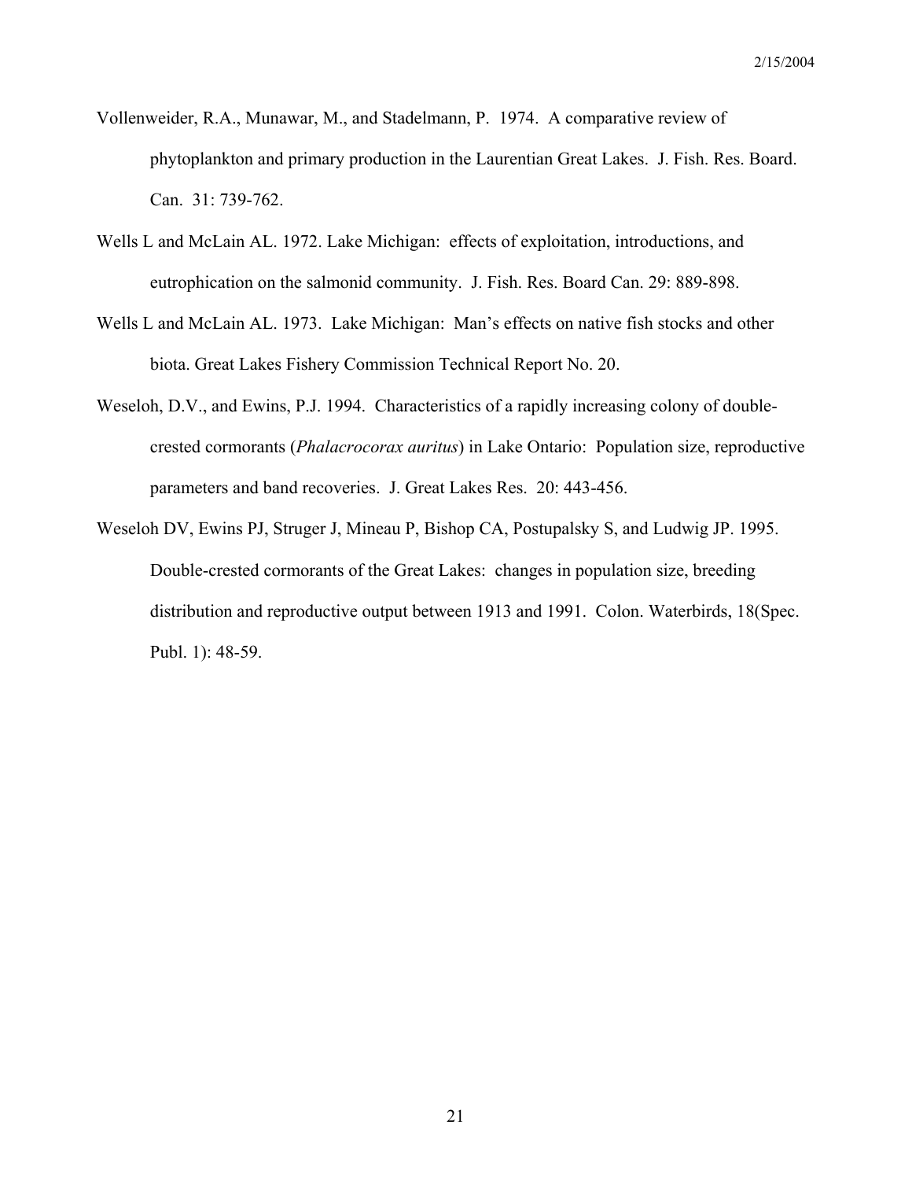Vollenweider, R.A., Munawar, M., and Stadelmann, P. 1974. A comparative review of phytoplankton and primary production in the Laurentian Great Lakes. J. Fish. Res. Board. Can. 31: 739-762.

Wells L and McLain AL. 1972. Lake Michigan: effects of exploitation, introductions, and eutrophication on the salmonid community. J. Fish. Res. Board Can. 29: 889-898.

Wells L and McLain AL. 1973. Lake Michigan: Man's effects on native fish stocks and other biota. Great Lakes Fishery Commission Technical Report No. 20.

Weseloh, D.V., and Ewins, P.J. 1994. Characteristics of a rapidly increasing colony of double-crested cormorants (*Phalacrocorax auritus*) in Lake Ontario: Population size, reproductive parameters and band recoveries. J. Great Lakes Res. 20: 443-456.

Weseloh DV, Ewins PJ, Struger J, Mineau P, Bishop CA, Postupalsky S, and Ludwig JP. 1995. Double-crested cormorants of the Great Lakes: changes in population size, breeding distribution and reproductive output between 1913 and 1991. Colon. Waterbirds, 18(Spec. Publ. 1): 48-59.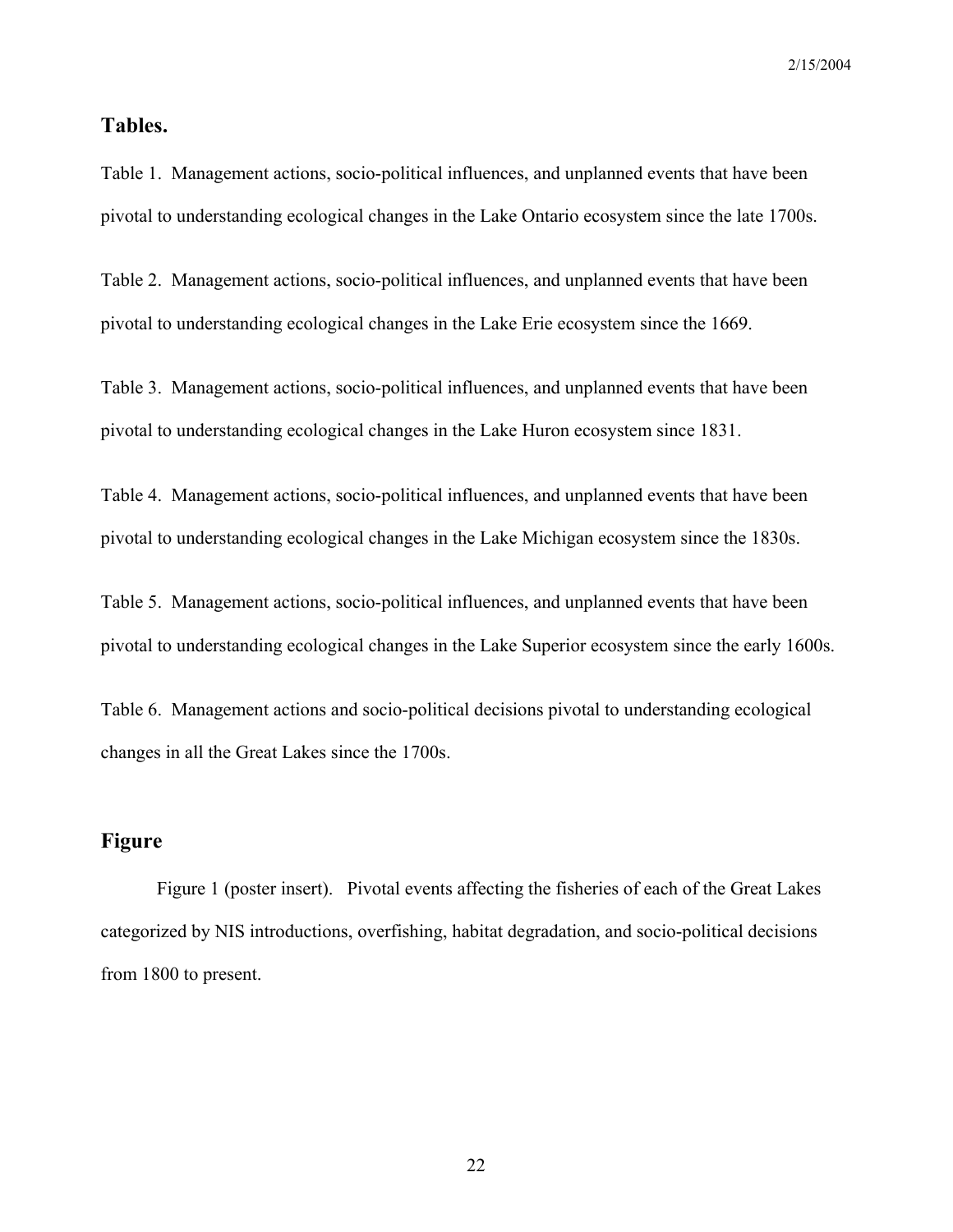## Tables.

Table 1. Management actions, socio-political influences, and unplanned events that have been pivotal to understanding ecological changes in the Lake Ontario ecosystem since the late 1700s.

Table 2. Management actions, socio-political influences, and unplanned events that have been pivotal to understanding ecological changes in the Lake Erie ecosystem since the 1669.

Table 3. Management actions, socio-political influences, and unplanned events that have been pivotal to understanding ecological changes in the Lake Huron ecosystem since 1831.

Table 4. Management actions, socio-political influences, and unplanned events that have been pivotal to understanding ecological changes in the Lake Michigan ecosystem since the 1830s.

Table 5. Management actions, socio-political influences, and unplanned events that have been pivotal to understanding ecological changes in the Lake Superior ecosystem since the early 1600s.

Table 6. Management actions and socio-political decisions pivotal to understanding ecological changes in all the Great Lakes since the 1700s.

## Figure

Figure 1 (poster insert). Pivotal events affecting the fisheries of each of the Great Lakes categorized by NIS introductions, overfishing, habitat degradation, and socio-political decisions from 1800 to present.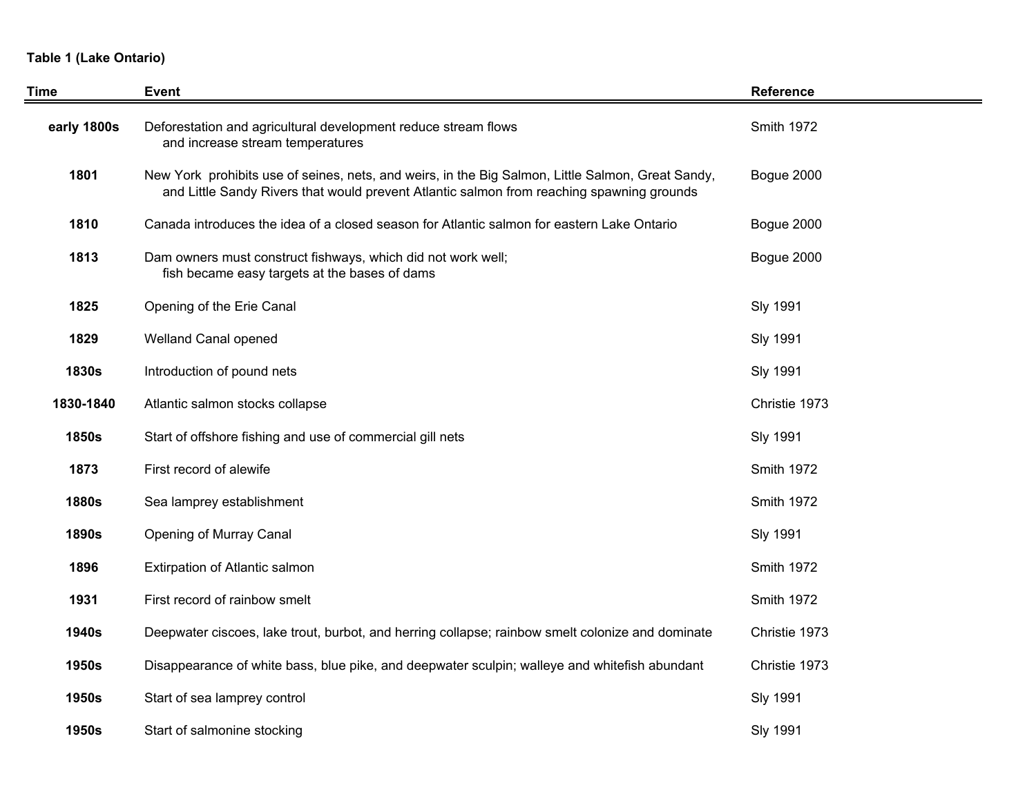**Table 1 (Lake Ontario)**

| Time | Event | Reference |
|---|---|---|
| early 1800s | Deforestation and agricultural development reduce stream flows and increase stream temperatures | Smith 1972 |
| 1801 | New York prohibits use of seines, nets, and weirs, in the Big Salmon, Little Salmon, Great Sandy, and Little Sandy Rivers that would prevent Atlantic salmon from reaching spawning grounds | Bogue 2000 |
| 1810 | Canada introduces the idea of a closed season for Atlantic salmon for eastern Lake Ontario | Bogue 2000 |
| 1813 | Dam owners must construct fishways, which did not work well; fish became easy targets at the bases of dams | Bogue 2000 |
| 1825 | Opening of the Erie Canal | Sly 1991 |
| 1829 | Welland Canal opened | Sly 1991 |
| 1830s | Introduction of pound nets | Sly 1991 |
| 1830-1840 | Atlantic salmon stocks collapse | Christie 1973 |
| 1850s | Start of offshore fishing and use of commercial gill nets | Sly 1991 |
| 1873 | First record of alewife | Smith 1972 |
| 1880s | Sea lamprey establishment | Smith 1972 |
| 1890s | Opening of Murray Canal | Sly 1991 |
| 1896 | Extirpation of Atlantic salmon | Smith 1972 |
| 1931 | First record of rainbow smelt | Smith 1972 |
| 1940s | Deepwater ciscoes, lake trout, burbot, and herring collapse; rainbow smelt colonize and dominate | Christie 1973 |
| 1950s | Disappearance of white bass, blue pike, and deepwater sculpin; walleye and whitefish abundant | Christie 1973 |
| 1950s | Start of sea lamprey control | Sly 1991 |
| 1950s | Start of salmonine stocking | Sly 1991 |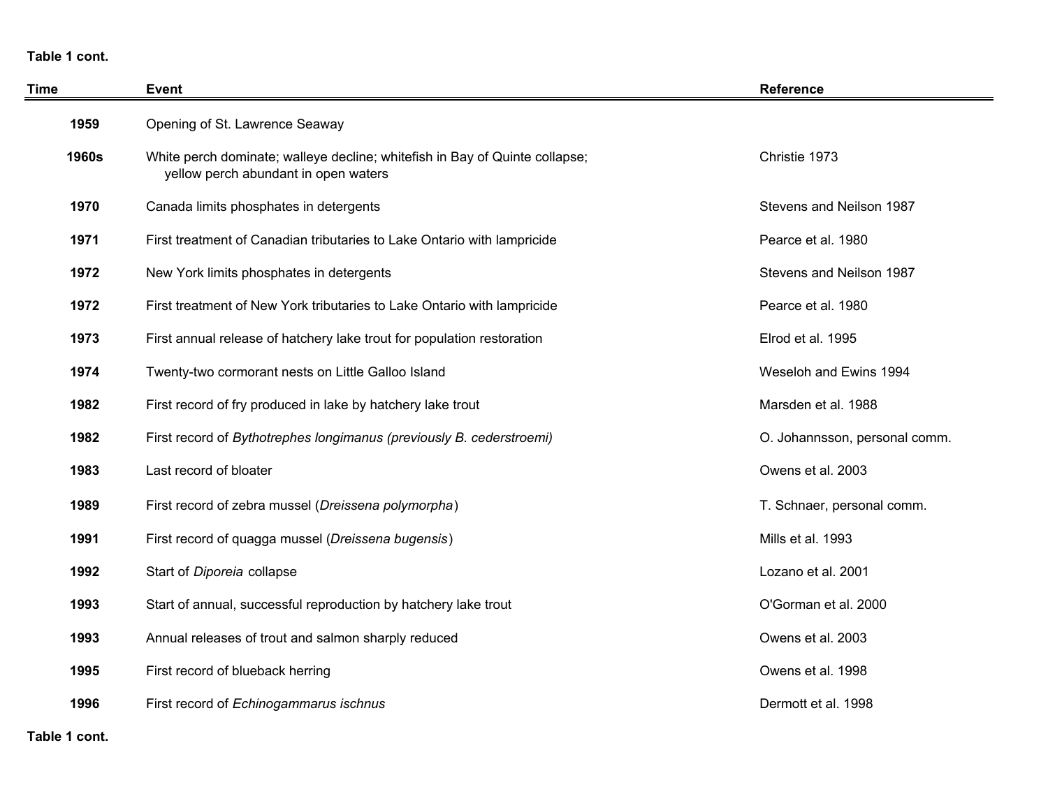**Table 1 cont.**

| Time | Event | Reference |
|---|---|---|
| **1959** | Opening of St. Lawrence Seaway | |
| **1960s** | White perch dominate; walleye decline; whitefish in Bay of Quinte collapse; yellow perch abundant in open waters | Christie 1973 |
| **1970** | Canada limits phosphates in detergents | Stevens and Neilson 1987 |
| **1971** | First treatment of Canadian tributaries to Lake Ontario with lampricide | Pearce et al. 1980 |
| **1972** | New York limits phosphates in detergents | Stevens and Neilson 1987 |
| **1972** | First treatment of New York tributaries to Lake Ontario with lampricide | Pearce et al. 1980 |
| **1973** | First annual release of hatchery lake trout for population restoration | Elrod et al. 1995 |
| **1974** | Twenty-two cormorant nests on Little Galloo Island | Weseloh and Ewins 1994 |
| **1982** | First record of fry produced in lake by hatchery lake trout | Marsden et al. 1988 |
| **1982** | First record of *Bythotrephes longimanus (previously B. cederstroemi)* | O. Johannsson, personal comm. |
| **1983** | Last record of bloater | Owens et al. 2003 |
| **1989** | First record of zebra mussel (*Dreissena polymorpha*) | T. Schnaer, personal comm. |
| **1991** | First record of quagga mussel (*Dreissena bugensis*) | Mills et al. 1993 |
| **1992** | Start of *Diporeia* collapse | Lozano et al. 2001 |
| **1993** | Start of annual, successful reproduction by hatchery lake trout | O'Gorman et al. 2000 |
| **1993** | Annual releases of trout and salmon sharply reduced | Owens et al. 2003 |
| **1995** | First record of blueback herring | Owens et al. 1998 |
| **1996** | First record of *Echinogammarus ischnus* | Dermott et al. 1998 |

**Table 1 cont.**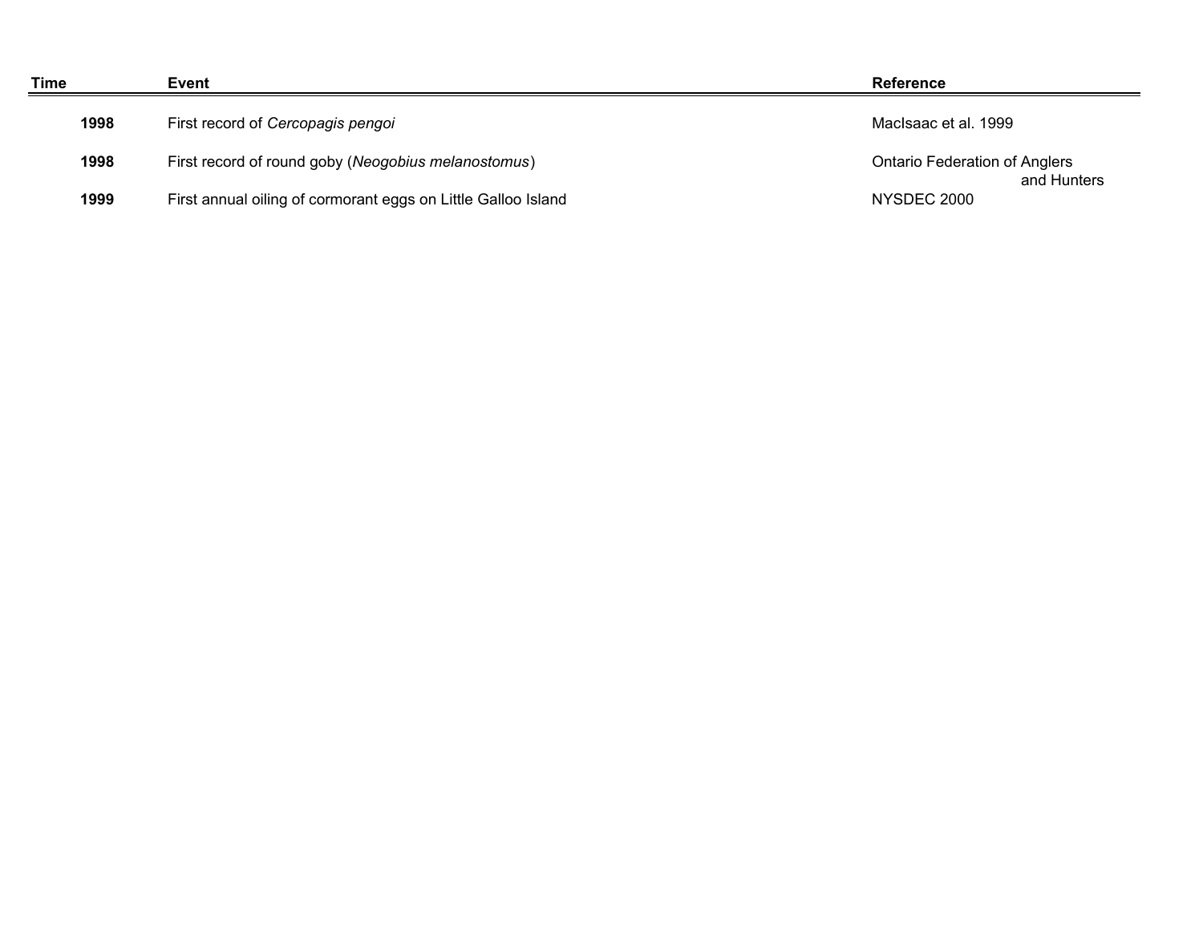| Time | Event | Reference |
|---|---|---|
| 1998 | First record of *Cercopagis pengoi* | MacIsaac et al. 1999 |
| 1998 | First record of round goby (*Neogobius melanostomus*) | Ontario Federation of Anglers and Hunters |
| 1999 | First annual oiling of cormorant eggs on Little Galloo Island | NYSDEC 2000 |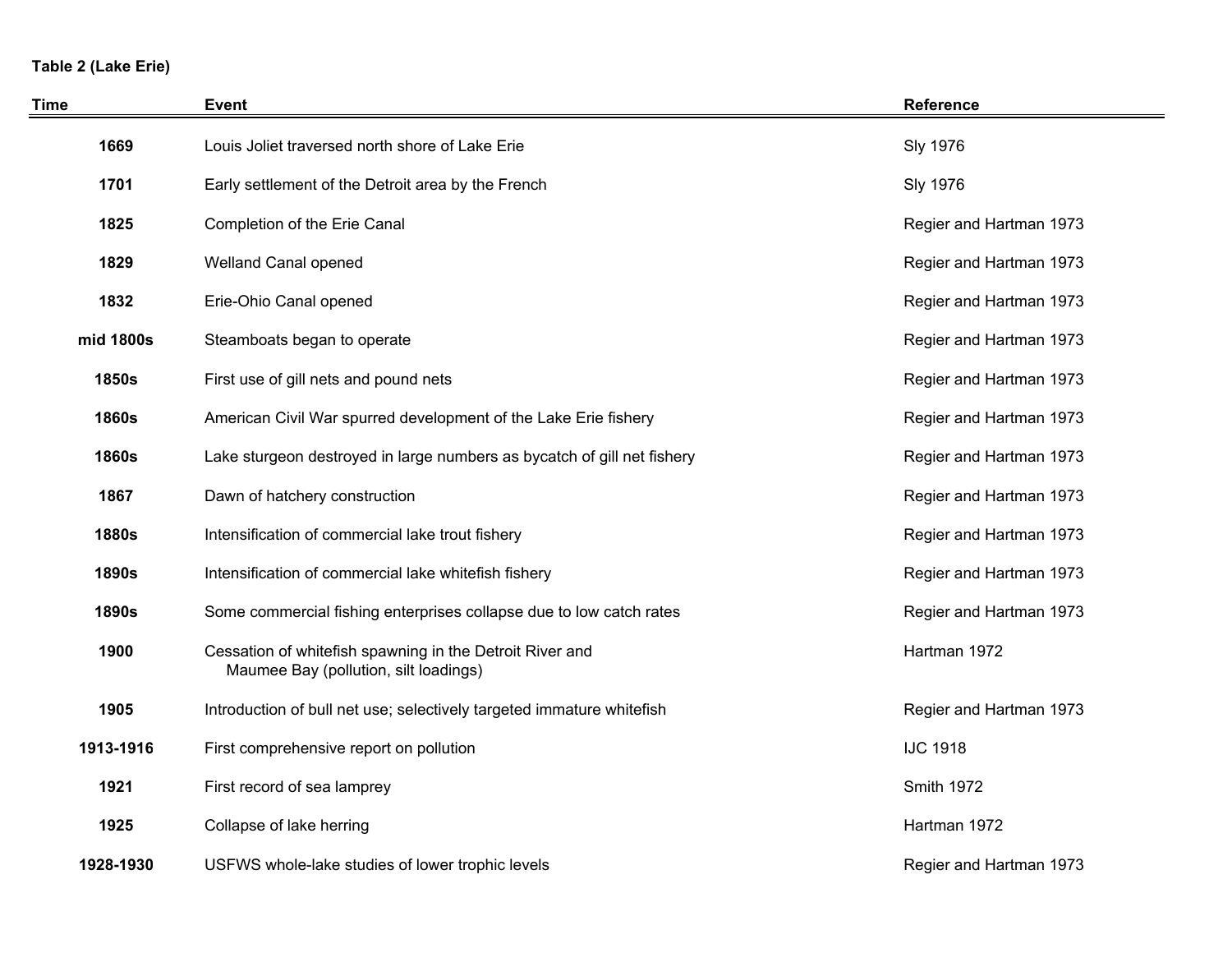**Table 2 (Lake Erie)**

| Time | Event | Reference |
|---|---|---|
| **1669** | Louis Joliet traversed north shore of Lake Erie | Sly 1976 |
| **1701** | Early settlement of the Detroit area by the French | Sly 1976 |
| **1825** | Completion of the Erie Canal | Regier and Hartman 1973 |
| **1829** | Welland Canal opened | Regier and Hartman 1973 |
| **1832** | Erie-Ohio Canal opened | Regier and Hartman 1973 |
| **mid 1800s** | Steamboats began to operate | Regier and Hartman 1973 |
| **1850s** | First use of gill nets and pound nets | Regier and Hartman 1973 |
| **1860s** | American Civil War spurred development of the Lake Erie fishery | Regier and Hartman 1973 |
| **1860s** | Lake sturgeon destroyed in large numbers as bycatch of gill net fishery | Regier and Hartman 1973 |
| **1867** | Dawn of hatchery construction | Regier and Hartman 1973 |
| **1880s** | Intensification of commercial lake trout fishery | Regier and Hartman 1973 |
| **1890s** | Intensification of commercial lake whitefish fishery | Regier and Hartman 1973 |
| **1890s** | Some commercial fishing enterprises collapse due to low catch rates | Regier and Hartman 1973 |
| **1900** | Cessation of whitefish spawning in the Detroit River and Maumee Bay (pollution, silt loadings) | Hartman 1972 |
| **1905** | Introduction of bull net use; selectively targeted immature whitefish | Regier and Hartman 1973 |
| **1913-1916** | First comprehensive report on pollution | IJC 1918 |
| **1921** | First record of sea lamprey | Smith 1972 |
| **1925** | Collapse of lake herring | Hartman 1972 |
| **1928-1930** | USFWS whole-lake studies of lower trophic levels | Regier and Hartman 1973 |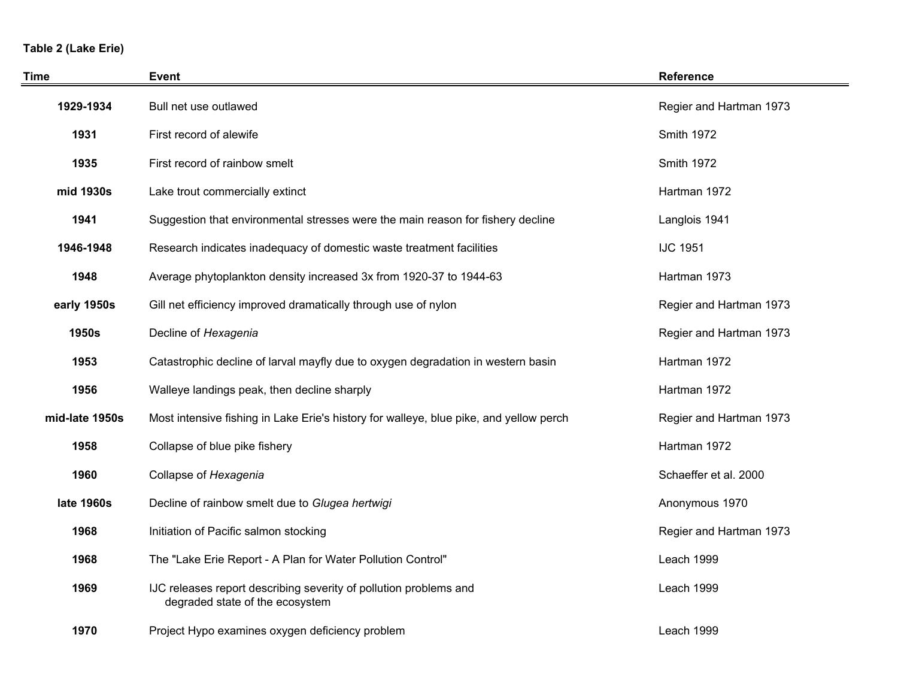**Table 2 (Lake Erie)**

| Time | Event | Reference |
|---|---|---|
| 1929-1934 | Bull net use outlawed | Regier and Hartman 1973 |
| 1931 | First record of alewife | Smith 1972 |
| 1935 | First record of rainbow smelt | Smith 1972 |
| mid 1930s | Lake trout commercially extinct | Hartman 1972 |
| 1941 | Suggestion that environmental stresses were the main reason for fishery decline | Langlois 1941 |
| 1946-1948 | Research indicates inadequacy of domestic waste treatment facilities | IJC 1951 |
| 1948 | Average phytoplankton density increased 3x from 1920-37 to 1944-63 | Hartman 1973 |
| early 1950s | Gill net efficiency improved dramatically through use of nylon | Regier and Hartman 1973 |
| 1950s | Decline of *Hexagenia* | Regier and Hartman 1973 |
| 1953 | Catastrophic decline of larval mayfly due to oxygen degradation in western basin | Hartman 1972 |
| 1956 | Walleye landings peak, then decline sharply | Hartman 1972 |
| mid-late 1950s | Most intensive fishing in Lake Erie's history for walleye, blue pike, and yellow perch | Regier and Hartman 1973 |
| 1958 | Collapse of blue pike fishery | Hartman 1972 |
| 1960 | Collapse of *Hexagenia* | Schaeffer et al. 2000 |
| late 1960s | Decline of rainbow smelt due to *Glugea hertwigi* | Anonymous 1970 |
| 1968 | Initiation of Pacific salmon stocking | Regier and Hartman 1973 |
| 1968 | The "Lake Erie Report - A Plan for Water Pollution Control" | Leach 1999 |
| 1969 | IJC releases report describing severity of pollution problems and degraded state of the ecosystem | Leach 1999 |
| 1970 | Project Hypo examines oxygen deficiency problem | Leach 1999 |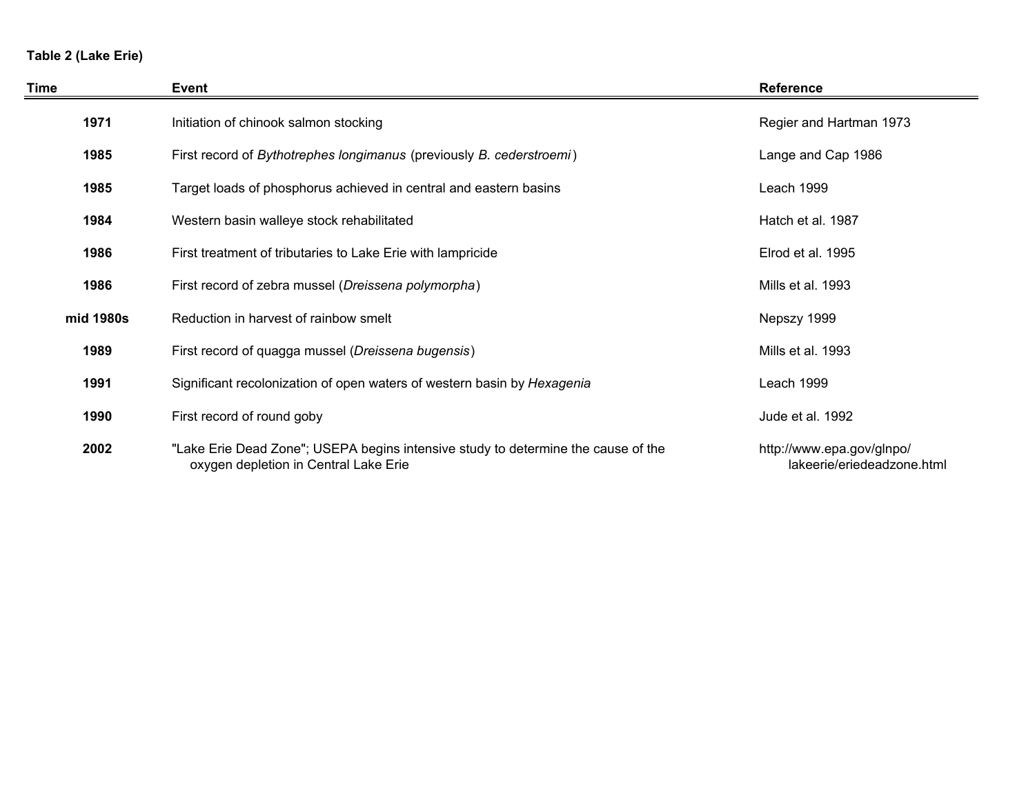**Table 2 (Lake Erie)**

| Time | Event | Reference |
| --- | --- | --- |
| 1971 | Initiation of chinook salmon stocking | Regier and Hartman 1973 |
| 1985 | First record of *Bythotrephes longimanus* (previously *B. cederstroemi*) | Lange and Cap 1986 |
| 1985 | Target loads of phosphorus achieved in central and eastern basins | Leach 1999 |
| 1984 | Western basin walleye stock rehabilitated | Hatch et al. 1987 |
| 1986 | First treatment of tributaries to Lake Erie with lampricide | Elrod et al. 1995 |
| 1986 | First record of zebra mussel (*Dreissena polymorpha*) | Mills et al. 1993 |
| mid 1980s | Reduction in harvest of rainbow smelt | Nepszy 1999 |
| 1989 | First record of quagga mussel (*Dreissena bugensis*) | Mills et al. 1993 |
| 1991 | Significant recolonization of open waters of western basin by *Hexagenia* | Leach 1999 |
| 1990 | First record of round goby | Jude et al. 1992 |
| 2002 | "Lake Erie Dead Zone"; USEPA begins intensive study to determine the cause of the oxygen depletion in Central Lake Erie | http://www.epa.gov/glnpo/lakeerie/eriedeadzone.html |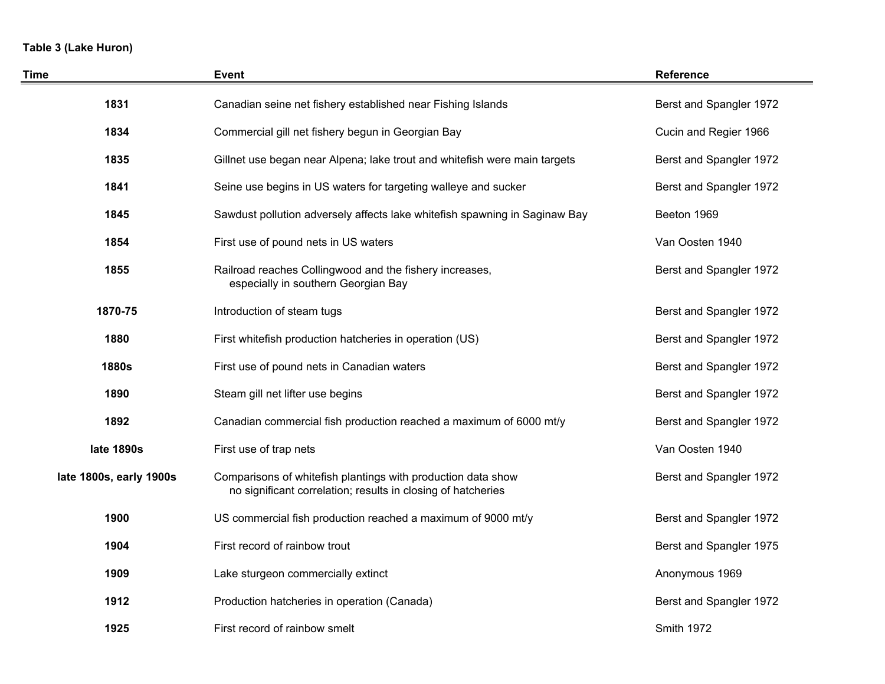**Table 3 (Lake Huron)**

| Time | Event | Reference |
|---|---|---|
| 1831 | Canadian seine net fishery established near Fishing Islands | Berst and Spangler 1972 |
| 1834 | Commercial gill net fishery begun in Georgian Bay | Cucin and Regier 1966 |
| 1835 | Gillnet use began near Alpena; lake trout and whitefish were main targets | Berst and Spangler 1972 |
| 1841 | Seine use begins in US waters for targeting walleye and sucker | Berst and Spangler 1972 |
| 1845 | Sawdust pollution adversely affects lake whitefish spawning in Saginaw Bay | Beeton 1969 |
| 1854 | First use of pound nets in US waters | Van Oosten 1940 |
| 1855 | Railroad reaches Collingwood and the fishery increases, especially in southern Georgian Bay | Berst and Spangler 1972 |
| 1870-75 | Introduction of steam tugs | Berst and Spangler 1972 |
| 1880 | First whitefish production hatcheries in operation (US) | Berst and Spangler 1972 |
| 1880s | First use of pound nets in Canadian waters | Berst and Spangler 1972 |
| 1890 | Steam gill net lifter use begins | Berst and Spangler 1972 |
| 1892 | Canadian commercial fish production reached a maximum of 6000 mt/y | Berst and Spangler 1972 |
| late 1890s | First use of trap nets | Van Oosten 1940 |
| late 1800s, early 1900s | Comparisons of whitefish plantings with production data show no significant correlation; results in closing of hatcheries | Berst and Spangler 1972 |
| 1900 | US commercial fish production reached a maximum of 9000 mt/y | Berst and Spangler 1972 |
| 1904 | First record of rainbow trout | Berst and Spangler 1975 |
| 1909 | Lake sturgeon commercially extinct | Anonymous 1969 |
| 1912 | Production hatcheries in operation (Canada) | Berst and Spangler 1972 |
| 1925 | First record of rainbow smelt | Smith 1972 |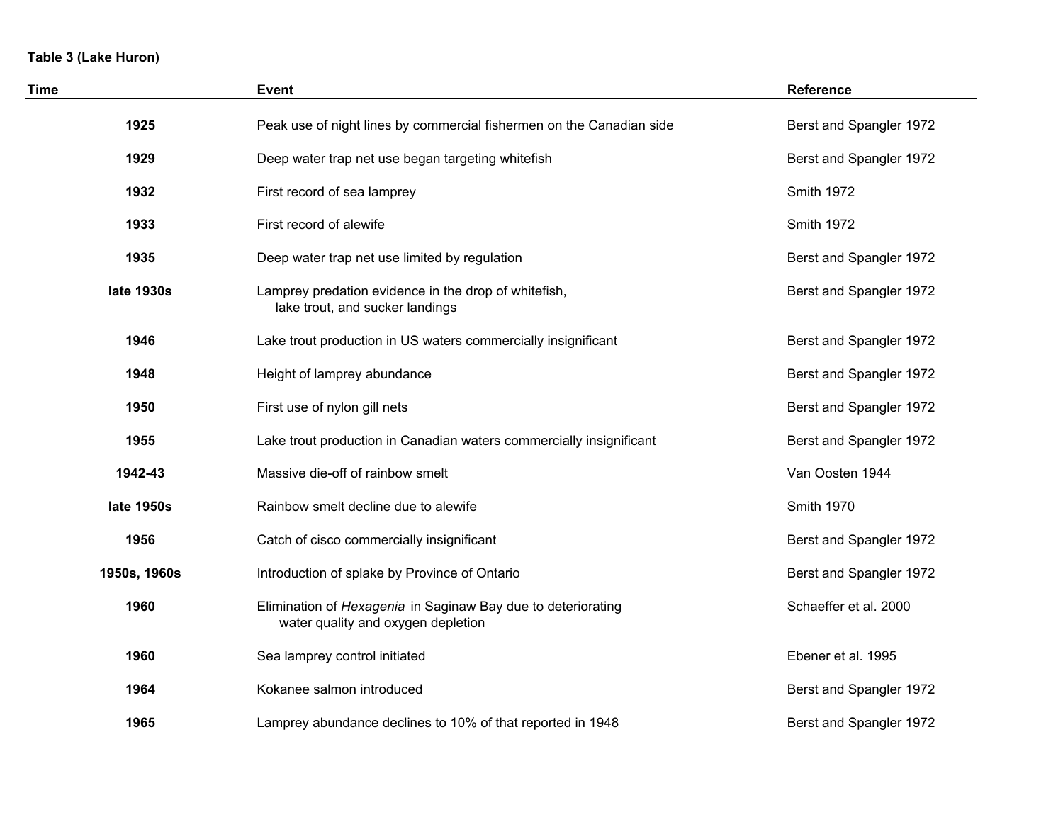**Table 3 (Lake Huron)**

| Time | Event | Reference |
|---|---|---|
| 1925 | Peak use of night lines by commercial fishermen on the Canadian side | Berst and Spangler 1972 |
| 1929 | Deep water trap net use began targeting whitefish | Berst and Spangler 1972 |
| 1932 | First record of sea lamprey | Smith 1972 |
| 1933 | First record of alewife | Smith 1972 |
| 1935 | Deep water trap net use limited by regulation | Berst and Spangler 1972 |
| late 1930s | Lamprey predation evidence in the drop of whitefish, lake trout, and sucker landings | Berst and Spangler 1972 |
| 1946 | Lake trout production in US waters commercially insignificant | Berst and Spangler 1972 |
| 1948 | Height of lamprey abundance | Berst and Spangler 1972 |
| 1950 | First use of nylon gill nets | Berst and Spangler 1972 |
| 1955 | Lake trout production in Canadian waters commercially insignificant | Berst and Spangler 1972 |
| 1942-43 | Massive die-off of rainbow smelt | Van Oosten 1944 |
| late 1950s | Rainbow smelt decline due to alewife | Smith 1970 |
| 1956 | Catch of cisco commercially insignificant | Berst and Spangler 1972 |
| 1950s, 1960s | Introduction of splake by Province of Ontario | Berst and Spangler 1972 |
| 1960 | Elimination of *Hexagenia* in Saginaw Bay due to deteriorating water quality and oxygen depletion | Schaeffer et al. 2000 |
| 1960 | Sea lamprey control initiated | Ebener et al. 1995 |
| 1964 | Kokanee salmon introduced | Berst and Spangler 1972 |
| 1965 | Lamprey abundance declines to 10% of that reported in 1948 | Berst and Spangler 1972 |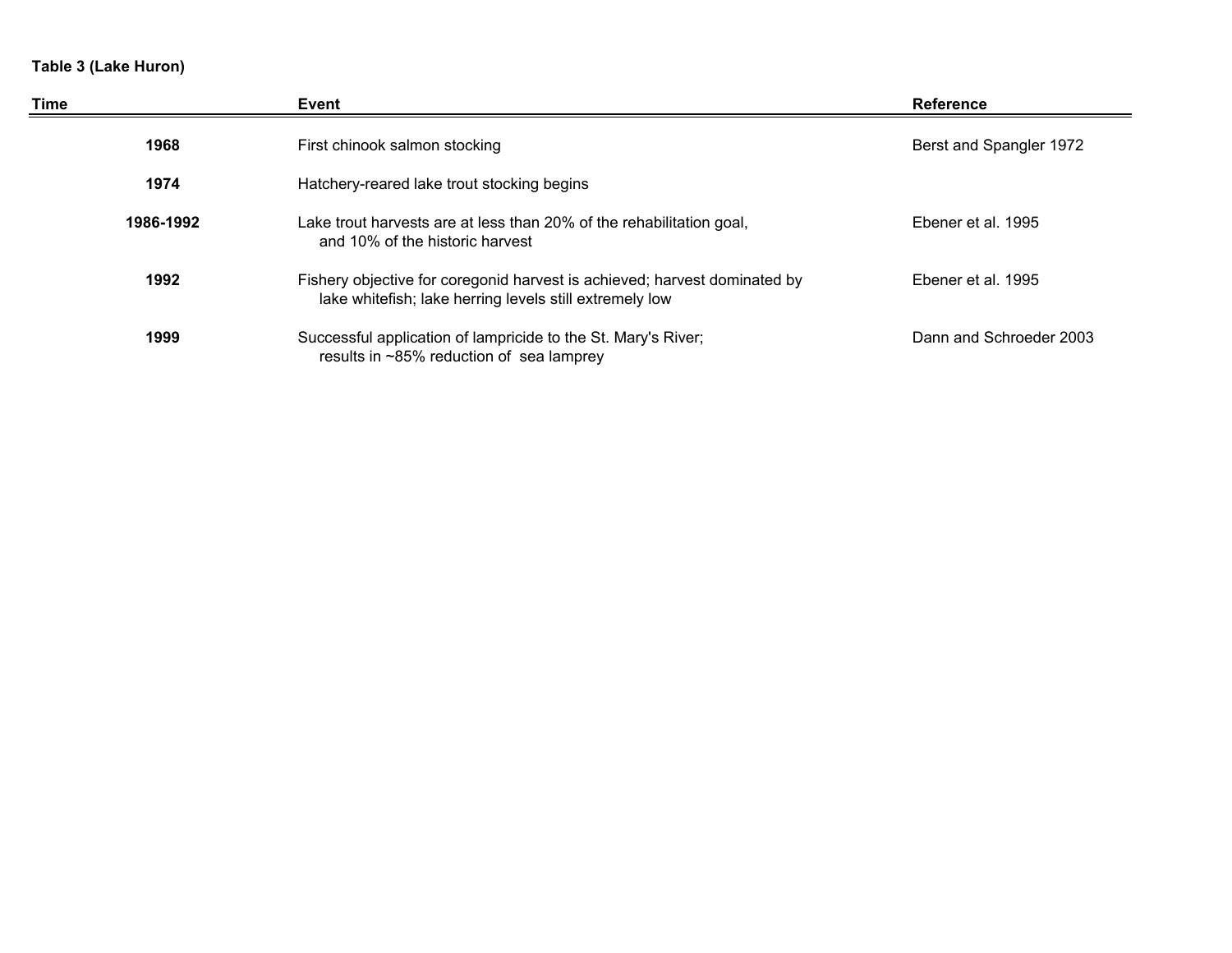**Table 3 (Lake Huron)**

| Time | Event | Reference |
| --- | --- | --- |
| **1968** | First chinook salmon stocking | Berst and Spangler 1972 |
| **1974** | Hatchery-reared lake trout stocking begins | |
| **1986-1992** | Lake trout harvests are at less than 20% of the rehabilitation goal, and 10% of the historic harvest | Ebener et al. 1995 |
| **1992** | Fishery objective for coregonid harvest is achieved; harvest dominated by lake whitefish; lake herring levels still extremely low | Ebener et al. 1995 |
| **1999** | Successful application of lampricide to the St. Mary's River; results in ~85% reduction of sea lamprey | Dann and Schroeder 2003 |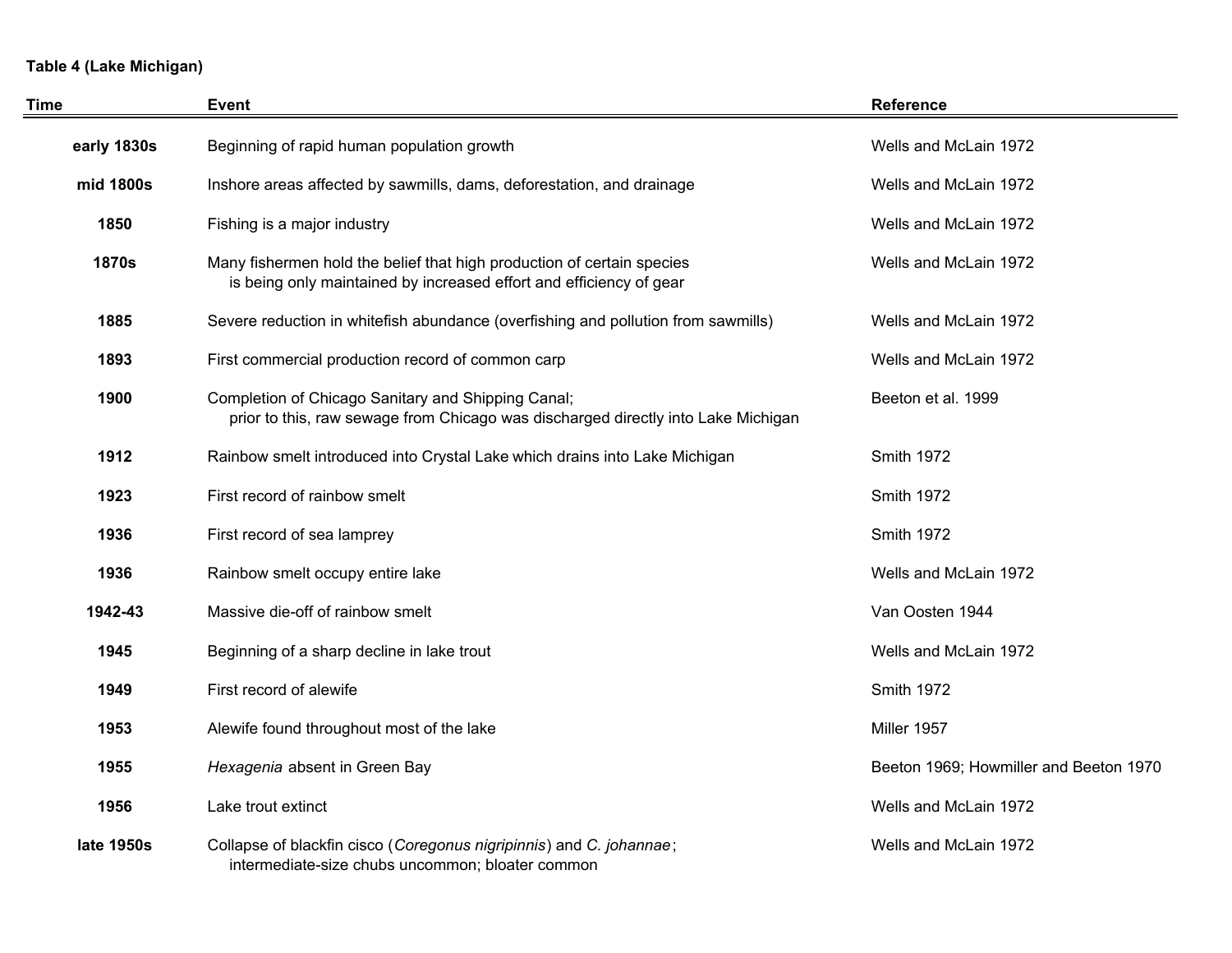**Table 4 (Lake Michigan)**

| Time | Event | Reference |
|---|---|---|
| **early 1830s** | Beginning of rapid human population growth | Wells and McLain 1972 |
| **mid 1800s** | Inshore areas affected by sawmills, dams, deforestation, and drainage | Wells and McLain 1972 |
| **1850** | Fishing is a major industry | Wells and McLain 1972 |
| **1870s** | Many fishermen hold the belief that high production of certain species is being only maintained by increased effort and efficiency of gear | Wells and McLain 1972 |
| **1885** | Severe reduction in whitefish abundance (overfishing and pollution from sawmills) | Wells and McLain 1972 |
| **1893** | First commercial production record of common carp | Wells and McLain 1972 |
| **1900** | Completion of Chicago Sanitary and Shipping Canal; prior to this, raw sewage from Chicago was discharged directly into Lake Michigan | Beeton et al. 1999 |
| **1912** | Rainbow smelt introduced into Crystal Lake which drains into Lake Michigan | Smith 1972 |
| **1923** | First record of rainbow smelt | Smith 1972 |
| **1936** | First record of sea lamprey | Smith 1972 |
| **1936** | Rainbow smelt occupy entire lake | Wells and McLain 1972 |
| **1942-43** | Massive die-off of rainbow smelt | Van Oosten 1944 |
| **1945** | Beginning of a sharp decline in lake trout | Wells and McLain 1972 |
| **1949** | First record of alewife | Smith 1972 |
| **1953** | Alewife found throughout most of the lake | Miller 1957 |
| **1955** | *Hexagenia* absent in Green Bay | Beeton 1969; Howmiller and Beeton 1970 |
| **1956** | Lake trout extinct | Wells and McLain 1972 |
| **late 1950s** | Collapse of blackfin cisco (*Coregonus nigripinnis*) and *C. johannae*; intermediate-size chubs uncommon; bloater common | Wells and McLain 1972 |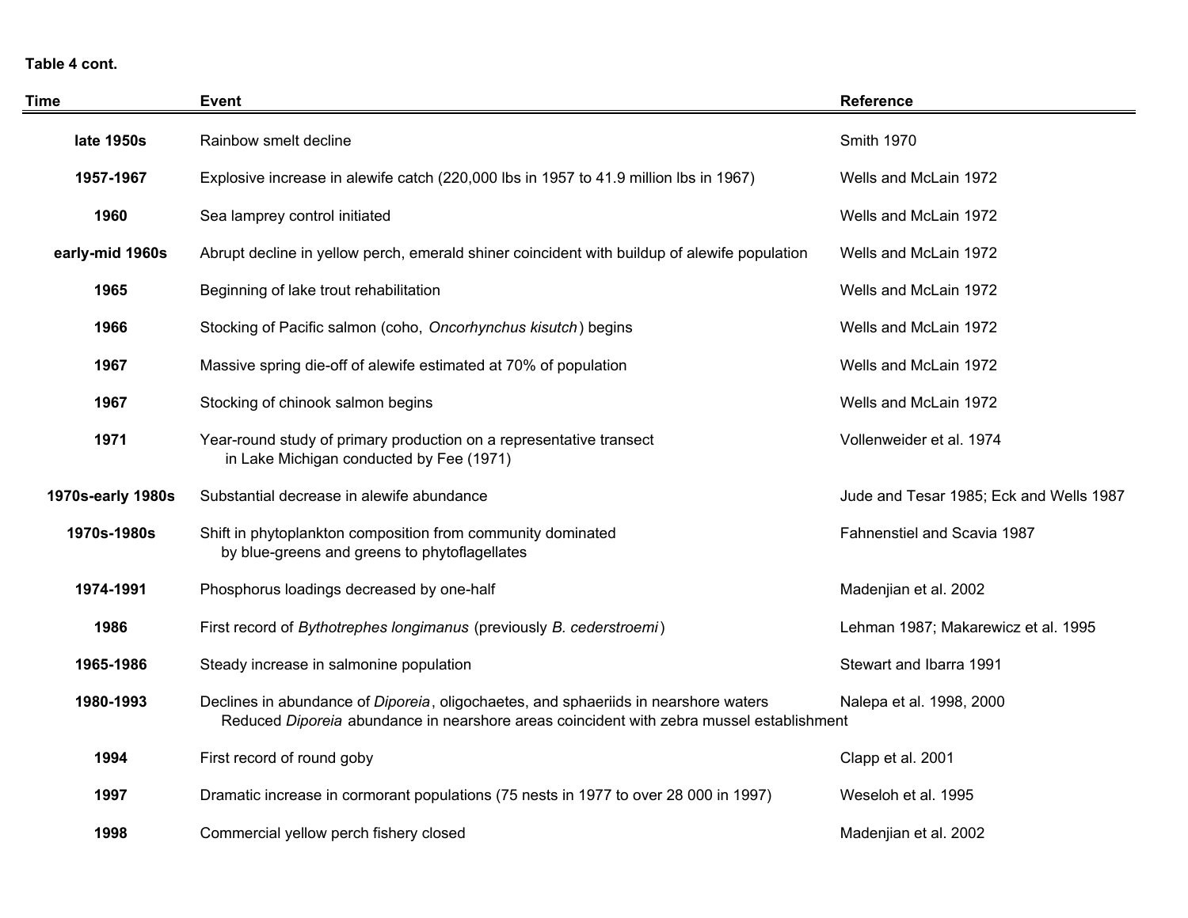**Table 4 cont.**

| Time | Event | Reference |
|---|---|---|
| **late 1950s** | Rainbow smelt decline | Smith 1970 |
| **1957-1967** | Explosive increase in alewife catch (220,000 lbs in 1957 to 41.9 million lbs in 1967) | Wells and McLain 1972 |
| **1960** | Sea lamprey control initiated | Wells and McLain 1972 |
| **early-mid 1960s** | Abrupt decline in yellow perch, emerald shiner coincident with buildup of alewife population | Wells and McLain 1972 |
| **1965** | Beginning of lake trout rehabilitation | Wells and McLain 1972 |
| **1966** | Stocking of Pacific salmon (coho, *Oncorhynchus kisutch*) begins | Wells and McLain 1972 |
| **1967** | Massive spring die-off of alewife estimated at 70% of population | Wells and McLain 1972 |
| **1967** | Stocking of chinook salmon begins | Wells and McLain 1972 |
| **1971** | Year-round study of primary production on a representative transect in Lake Michigan conducted by Fee (1971) | Vollenweider et al. 1974 |
| **1970s-early 1980s** | Substantial decrease in alewife abundance | Jude and Tesar 1985; Eck and Wells 1987 |
| **1970s-1980s** | Shift in phytoplankton composition from community dominated by blue-greens and greens to phytoflagellates | Fahnenstiel and Scavia 1987 |
| **1974-1991** | Phosphorus loadings decreased by one-half | Madenjian et al. 2002 |
| **1986** | First record of *Bythotrephes longimanus* (previously *B. cederstroemi*) | Lehman 1987; Makarewicz et al. 1995 |
| **1965-1986** | Steady increase in salmonine population | Stewart and Ibarra 1991 |
| **1980-1993** | Declines in abundance of *Diporeia*, oligochaetes, and sphaeriids in nearshore waters. Reduced *Diporeia* abundance in nearshore areas coincident with zebra mussel establishment | Nalepa et al. 1998, 2000 |
| **1994** | First record of round goby | Clapp et al. 2001 |
| **1997** | Dramatic increase in cormorant populations (75 nests in 1977 to over 28 000 in 1997) | Weseloh et al. 1995 |
| **1998** | Commercial yellow perch fishery closed | Madenjian et al. 2002 |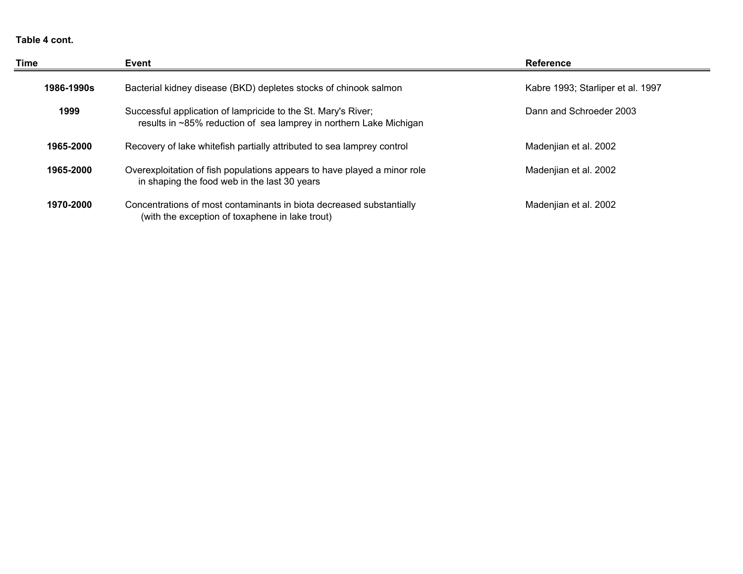**Table 4 cont.**

| Time | Event | Reference |
|---|---|---|
| **1986-1990s** | Bacterial kidney disease (BKD) depletes stocks of chinook salmon | Kabre 1993; Starliper et al. 1997 |
| **1999** | Successful application of lampricide to the St. Mary's River; results in ~85% reduction of sea lamprey in northern Lake Michigan | Dann and Schroeder 2003 |
| **1965-2000** | Recovery of lake whitefish partially attributed to sea lamprey control | Madenjian et al. 2002 |
| **1965-2000** | Overexploitation of fish populations appears to have played a minor role in shaping the food web in the last 30 years | Madenjian et al. 2002 |
| **1970-2000** | Concentrations of most contaminants in biota decreased substantially (with the exception of toxaphene in lake trout) | Madenjian et al. 2002 |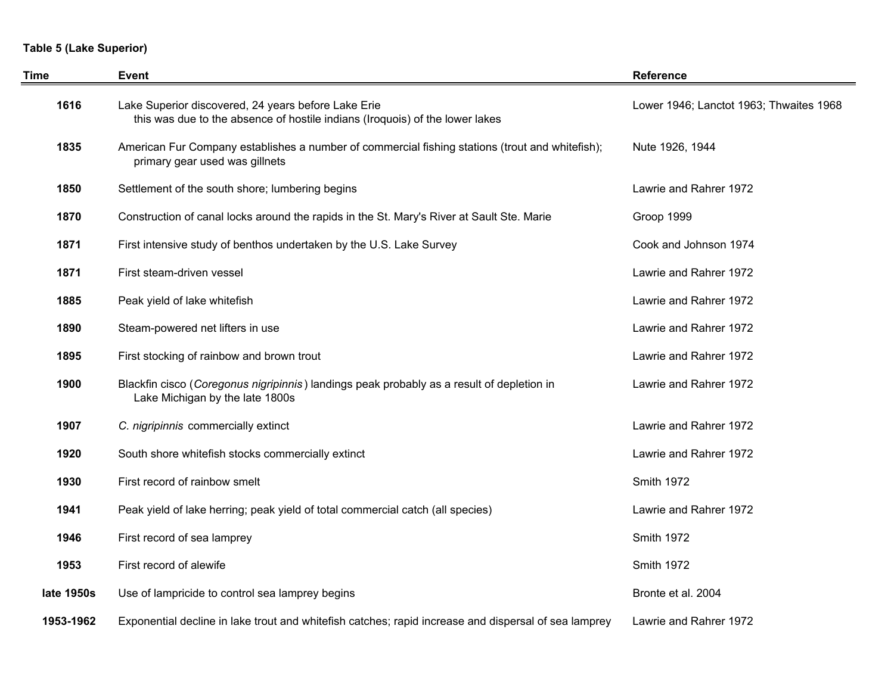**Table 5 (Lake Superior)**

| Time | Event | Reference |
|---|---|---|
| **1616** | Lake Superior discovered, 24 years before Lake Erie this was due to the absence of hostile indians (Iroquois) of the lower lakes | Lower 1946; Lanctot 1963; Thwaites 1968 |
| **1835** | American Fur Company establishes a number of commercial fishing stations (trout and whitefish); primary gear used was gillnets | Nute 1926, 1944 |
| **1850** | Settlement of the south shore; lumbering begins | Lawrie and Rahrer 1972 |
| **1870** | Construction of canal locks around the rapids in the St. Mary's River at Sault Ste. Marie | Groop 1999 |
| **1871** | First intensive study of benthos undertaken by the U.S. Lake Survey | Cook and Johnson 1974 |
| **1871** | First steam-driven vessel | Lawrie and Rahrer 1972 |
| **1885** | Peak yield of lake whitefish | Lawrie and Rahrer 1972 |
| **1890** | Steam-powered net lifters in use | Lawrie and Rahrer 1972 |
| **1895** | First stocking of rainbow and brown trout | Lawrie and Rahrer 1972 |
| **1900** | Blackfin cisco (*Coregonus nigripinnis*) landings peak probably as a result of depletion in Lake Michigan by the late 1800s | Lawrie and Rahrer 1972 |
| **1907** | *C. nigripinnis* commercially extinct | Lawrie and Rahrer 1972 |
| **1920** | South shore whitefish stocks commercially extinct | Lawrie and Rahrer 1972 |
| **1930** | First record of rainbow smelt | Smith 1972 |
| **1941** | Peak yield of lake herring; peak yield of total commercial catch (all species) | Lawrie and Rahrer 1972 |
| **1946** | First record of sea lamprey | Smith 1972 |
| **1953** | First record of alewife | Smith 1972 |
| **late 1950s** | Use of lampricide to control sea lamprey begins | Bronte et al. 2004 |
| **1953-1962** | Exponential decline in lake trout and whitefish catches; rapid increase and dispersal of sea lamprey | Lawrie and Rahrer 1972 |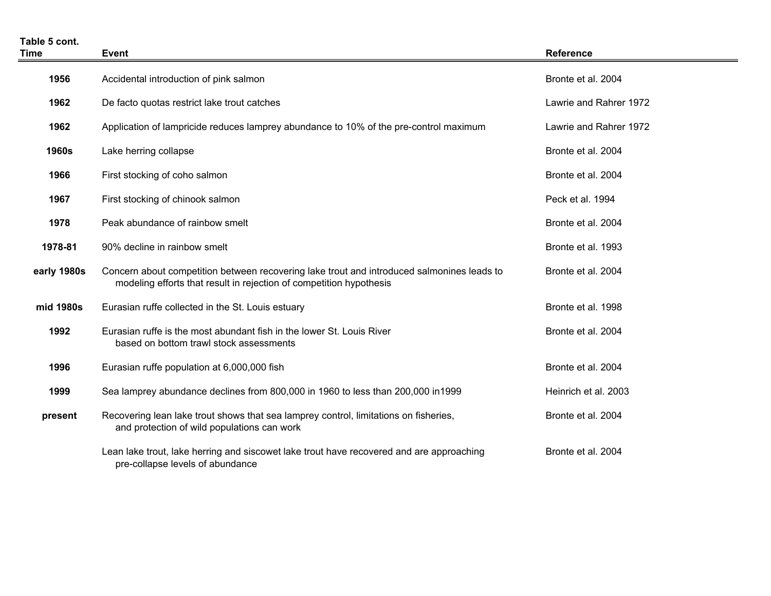**Table 5 cont.**

| Time | Event | Reference |
|---|---|---|
| 1956 | Accidental introduction of pink salmon | Bronte et al. 2004 |
| 1962 | De facto quotas restrict lake trout catches | Lawrie and Rahrer 1972 |
| 1962 | Application of lampricide reduces lamprey abundance to 10% of the pre-control maximum | Lawrie and Rahrer 1972 |
| 1960s | Lake herring collapse | Bronte et al. 2004 |
| 1966 | First stocking of coho salmon | Bronte et al. 2004 |
| 1967 | First stocking of chinook salmon | Peck et al. 1994 |
| 1978 | Peak abundance of rainbow smelt | Bronte et al. 2004 |
| 1978-81 | 90% decline in rainbow smelt | Bronte et al. 1993 |
| early 1980s | Concern about competition between recovering lake trout and introduced salmonines leads to modeling efforts that result in rejection of competition hypothesis | Bronte et al. 2004 |
| mid 1980s | Eurasian ruffe collected in the St. Louis estuary | Bronte et al. 1998 |
| 1992 | Eurasian ruffe is the most abundant fish in the lower St. Louis River based on bottom trawl stock assessments | Bronte et al. 2004 |
| 1996 | Eurasian ruffe population at 6,000,000 fish | Bronte et al. 2004 |
| 1999 | Sea lamprey abundance declines from 800,000 in 1960 to less than 200,000 in1999 | Heinrich et al. 2003 |
| present | Recovering lean lake trout shows that sea lamprey control, limitations on fisheries, and protection of wild populations can work | Bronte et al. 2004 |
| | Lean lake trout, lake herring and siscowet lake trout have recovered and are approaching pre-collapse levels of abundance | Bronte et al. 2004 |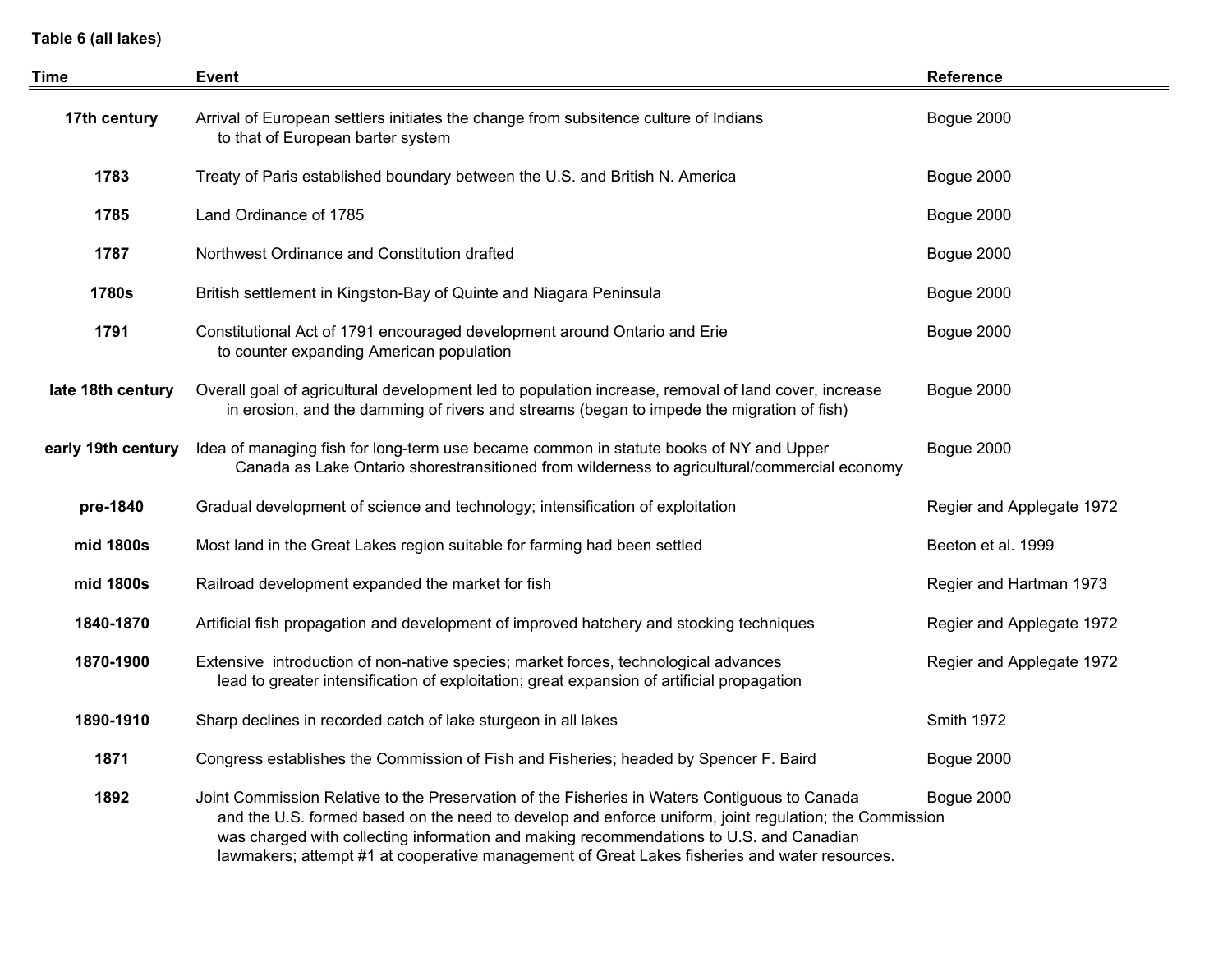**Table 6 (all lakes)**

| Time | Event | Reference |
|---|---|---|
| 17th century | Arrival of European settlers initiates the change from subsitence culture of Indians to that of European barter system | Bogue 2000 |
| 1783 | Treaty of Paris established boundary between the U.S. and British N. America | Bogue 2000 |
| 1785 | Land Ordinance of 1785 | Bogue 2000 |
| 1787 | Northwest Ordinance and Constitution drafted | Bogue 2000 |
| 1780s | British settlement in Kingston-Bay of Quinte and Niagara Peninsula | Bogue 2000 |
| 1791 | Constitutional Act of 1791 encouraged development around Ontario and Erie to counter expanding American population | Bogue 2000 |
| late 18th century | Overall goal of agricultural development led to population increase, removal of land cover, increase in erosion, and the damming of rivers and streams (began to impede the migration of fish) | Bogue 2000 |
| early 19th century | Idea of managing fish for long-term use became common in statute books of NY and Upper Canada as Lake Ontario shorestransitioned from wilderness to agricultural/commercial economy | Bogue 2000 |
| pre-1840 | Gradual development of science and technology; intensification of exploitation | Regier and Applegate 1972 |
| mid 1800s | Most land in the Great Lakes region suitable for farming had been settled | Beeton et al. 1999 |
| mid 1800s | Railroad development expanded the market for fish | Regier and Hartman 1973 |
| 1840-1870 | Artificial fish propagation and development of improved hatchery and stocking techniques | Regier and Applegate 1972 |
| 1870-1900 | Extensive introduction of non-native species; market forces, technological advances lead to greater intensification of exploitation; great expansion of artificial propagation | Regier and Applegate 1972 |
| 1890-1910 | Sharp declines in recorded catch of lake sturgeon in all lakes | Smith 1972 |
| 1871 | Congress establishes the Commission of Fish and Fisheries; headed by Spencer F. Baird | Bogue 2000 |
| 1892 | Joint Commission Relative to the Preservation of the Fisheries in Waters Contiguous to Canada and the U.S. formed based on the need to develop and enforce uniform, joint regulation; the Commission was charged with collecting information and making recommendations to U.S. and Canadian lawmakers; attempt #1 at cooperative management of Great Lakes fisheries and water resources. | Bogue 2000 |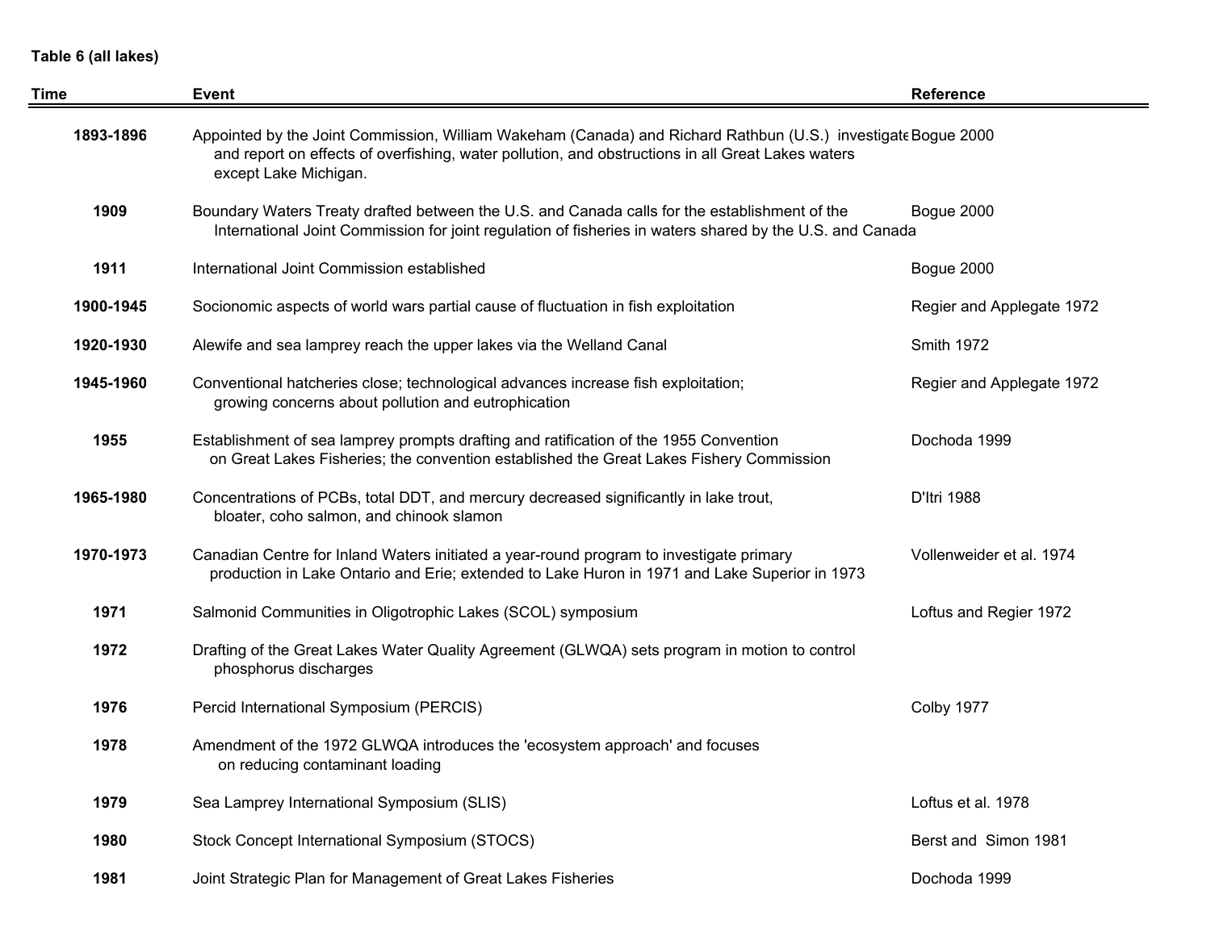**Table 6 (all lakes)**

| Time | Event | Reference |
|---|---|---|
| 1893-1896 | Appointed by the Joint Commission, William Wakeham (Canada) and Richard Rathbun (U.S.) investigate and report on effects of overfishing, water pollution, and obstructions in all Great Lakes waters except Lake Michigan. | Bogue 2000 |
| 1909 | Boundary Waters Treaty drafted between the U.S. and Canada calls for the establishment of the International Joint Commission for joint regulation of fisheries in waters shared by the U.S. and Canada | Bogue 2000 |
| 1911 | International Joint Commission established | Bogue 2000 |
| 1900-1945 | Socionomic aspects of world wars partial cause of fluctuation in fish exploitation | Regier and Applegate 1972 |
| 1920-1930 | Alewife and sea lamprey reach the upper lakes via the Welland Canal | Smith 1972 |
| 1945-1960 | Conventional hatcheries close; technological advances increase fish exploitation; growing concerns about pollution and eutrophication | Regier and Applegate 1972 |
| 1955 | Establishment of sea lamprey prompts drafting and ratification of the 1955 Convention on Great Lakes Fisheries; the convention established the Great Lakes Fishery Commission | Dochoda 1999 |
| 1965-1980 | Concentrations of PCBs, total DDT, and mercury decreased significantly in lake trout, bloater, coho salmon, and chinook slamon | D'Itri 1988 |
| 1970-1973 | Canadian Centre for Inland Waters initiated a year-round program to investigate primary production in Lake Ontario and Erie; extended to Lake Huron in 1971 and Lake Superior in 1973 | Vollenweider et al. 1974 |
| 1971 | Salmonid Communities in Oligotrophic Lakes (SCOL) symposium | Loftus and Regier 1972 |
| 1972 | Drafting of the Great Lakes Water Quality Agreement (GLWQA) sets program in motion to control phosphorus discharges | |
| 1976 | Percid International Symposium (PERCIS) | Colby 1977 |
| 1978 | Amendment of the 1972 GLWQA introduces the 'ecosystem approach' and focuses on reducing contaminant loading | |
| 1979 | Sea Lamprey International Symposium (SLIS) | Loftus et al. 1978 |
| 1980 | Stock Concept International Symposium (STOCS) | Berst and Simon 1981 |
| 1981 | Joint Strategic Plan for Management of Great Lakes Fisheries | Dochoda 1999 |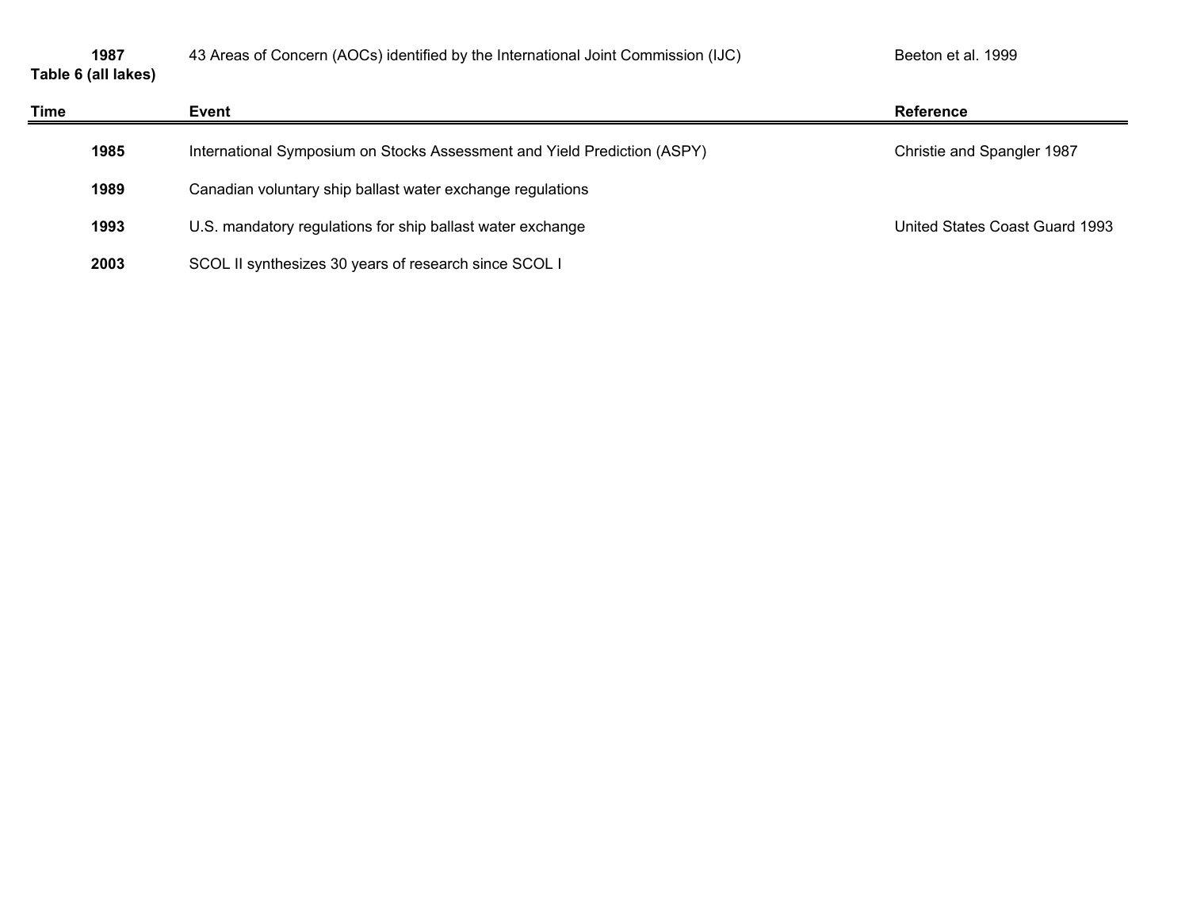| Time | Event | Reference |
| --- | --- | --- |
| 1987 | 43 Areas of Concern (AOCs) identified by the International Joint Commission (IJC) | Beeton et al. 1999 |

**Table 6 (all lakes)**

| Time | Event | Reference |
| --- | --- | --- |
| 1985 | International Symposium on Stocks Assessment and Yield Prediction (ASPY) | Christie and Spangler 1987 |
| 1989 | Canadian voluntary ship ballast water exchange regulations | |
| 1993 | U.S. mandatory regulations for ship ballast water exchange | United States Coast Guard 1993 |
| 2003 | SCOL II synthesizes 30 years of research since SCOL I | |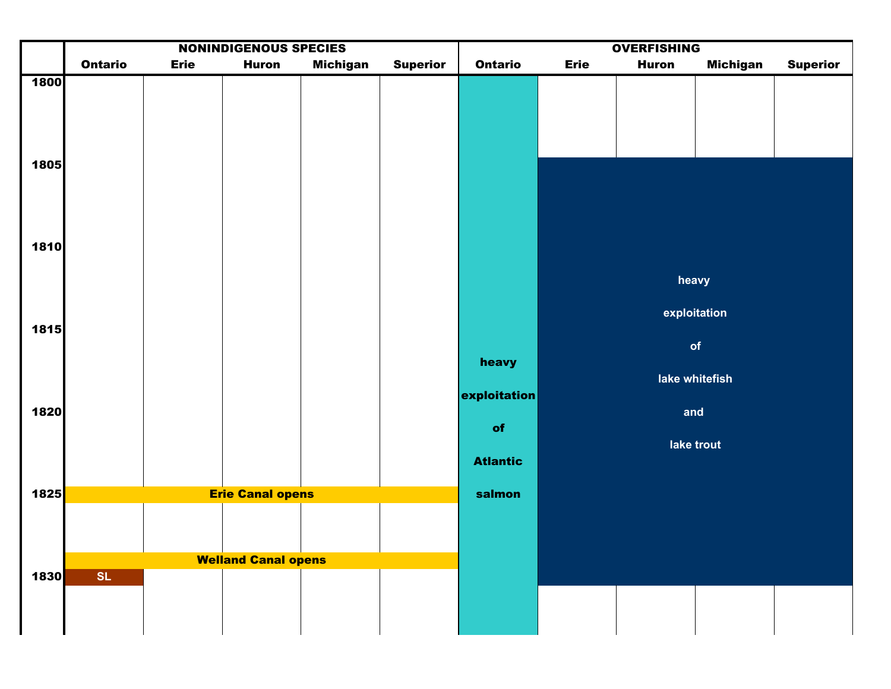| | NONINDIGENOUS SPECIES | | | | | OVERFISHING | | | | |
|---|---|---|---|---|---|---|---|---|---|---|
| | Ontario | Erie | Huron | Michigan | Superior | Ontario | Erie | Huron | Michigan | Superior |
| 1800 | | | | | | heavy exploitation of Atlantic salmon | | | | |
| 1805 | | | | | | | heavy exploitation of lake whitefish and lake trout | | | |
| 1810 | | | | | | | | | | |
| 1815 | | | | | | | | | | |
| 1820 | | | | | | | | | | |
| 1825 | Erie Canal opens | | | | | | | | | |
| | Welland Canal opens | | | | | | | | | |
| 1830 | SL | | | | | | | | | |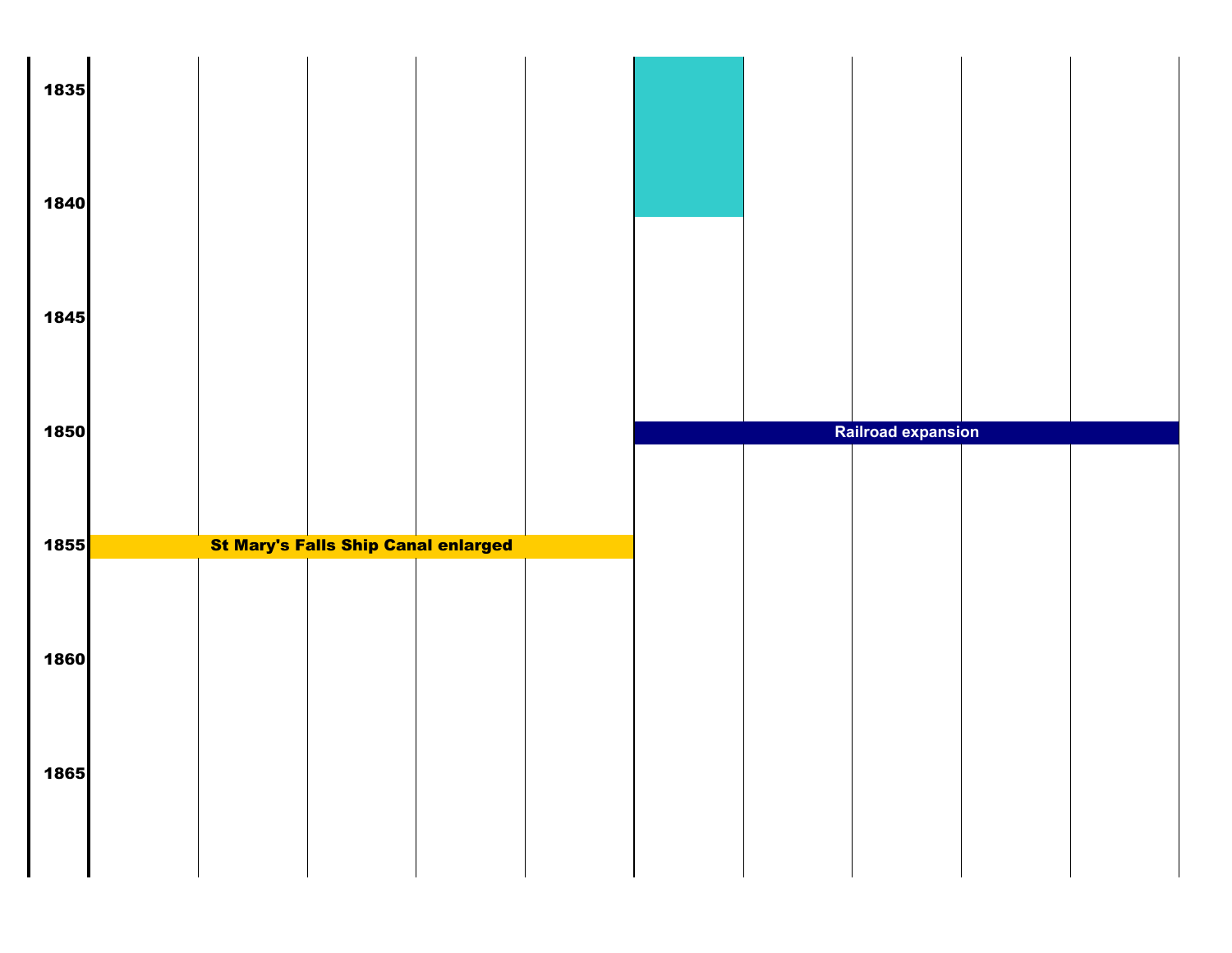1835

1840

1845

1850 Railroad expansion

1855 St Mary's Falls Ship Canal enlarged

1860

1865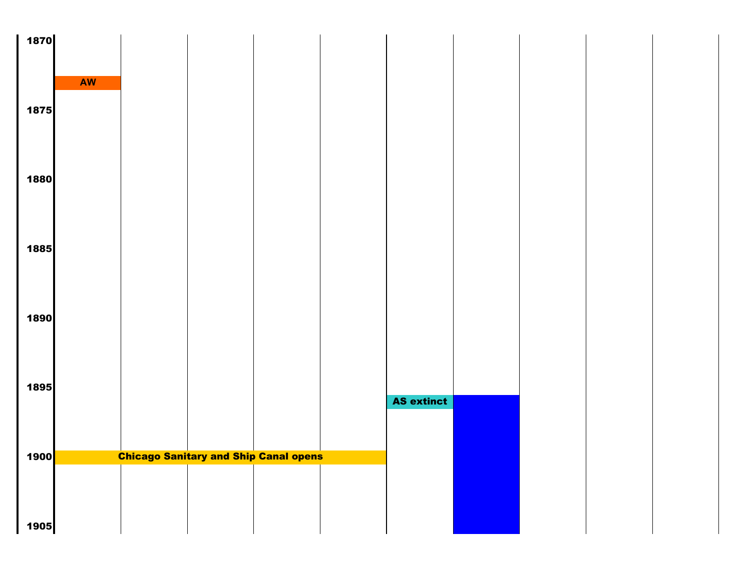1870

AW

1875

1880

1885

1890

1895

AS extinct

1900

Chicago Sanitary and Ship Canal opens

1905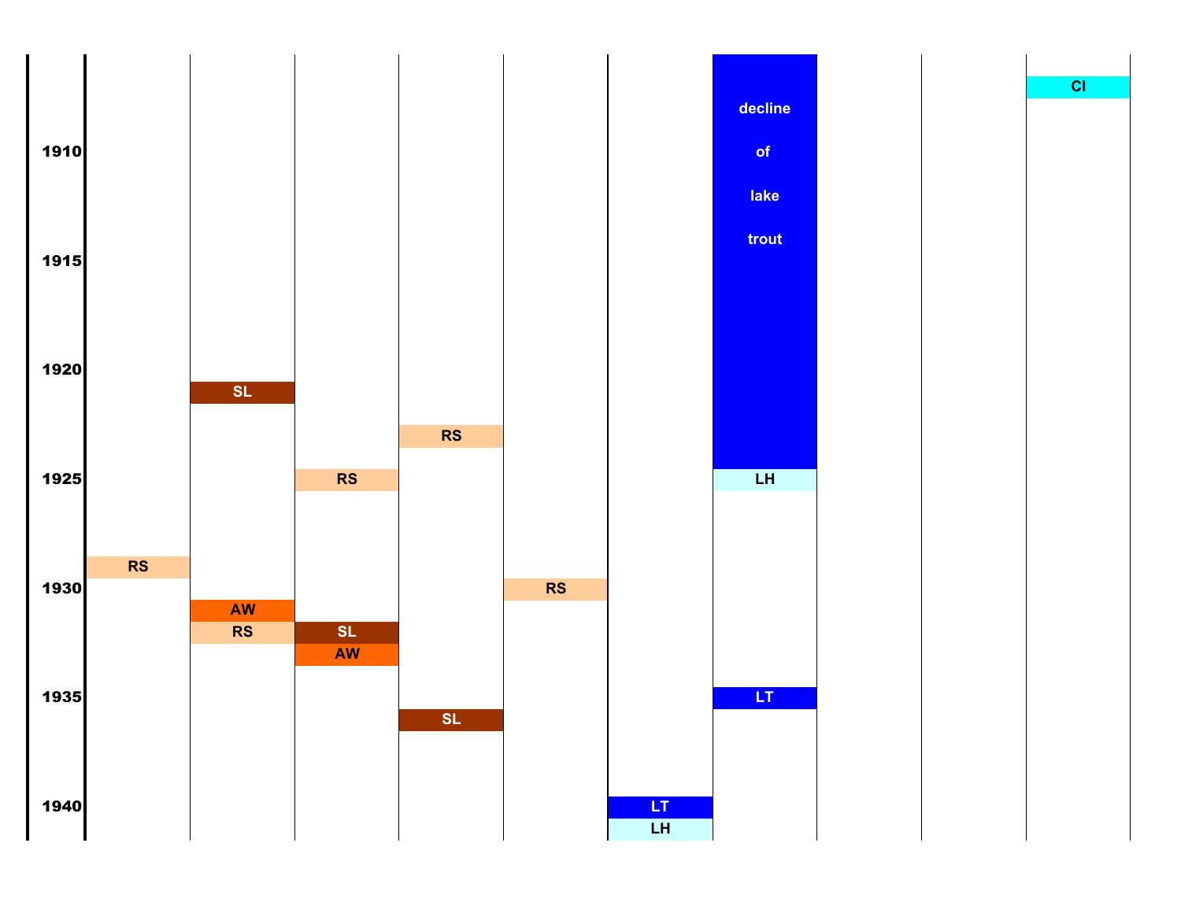| Year | 1 | 2 | 3 | 4 | 5 | 6 | 7 | 8 | 9 | 10 |
|---|---|---|---|---|---|---|---|---|---|---|
| 1907 | | | | | | | decline of lake trout | | | CI |
| 1910 | | | | | | | decline of lake trout | | | |
| 1915 | | | | | | | decline of lake trout | | | |
| 1920 | | | | | | | decline of lake trout | | | |
| 1921 | | SL | | | | | decline of lake trout | | | |
| 1923 | | | | RS | | | decline of lake trout | | | |
| 1925 | | | RS | | | | LH | | | |
| 1929 | RS | | | | | | | | | |
| 1930 | | | | | RS | | | | | |
| 1931 | | AW | | | | | | | | |
| 1932 | | RS | SL | | | | | | | |
| 1933 | | | AW | | | | | | | |
| 1935 | | | | | | | LT | | | |
| 1936 | | | | SL | | | | | | |
| 1940 | | | | | | LT | | | | |
| 1941 | | | | | | LH | | | | |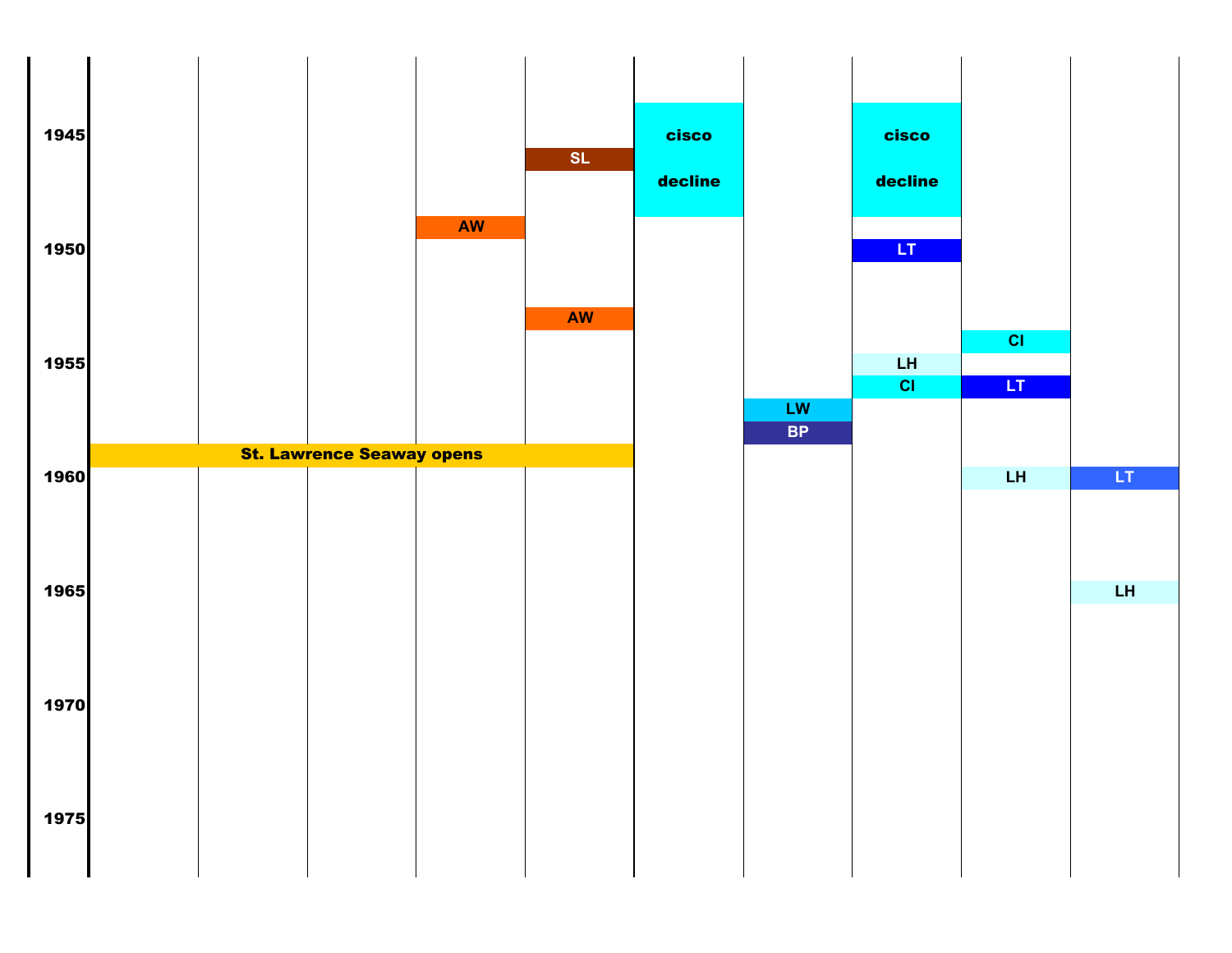| | | | | | | | | | | |
|---|---|---|---|---|---|---|---|---|---|---|
| 1945 | | | | | | cisco | | cisco | | |
| | | | | | SL | | | | | |
| | | | | | | decline | | decline | | |
| | | | | AW | | | | | | |
| 1950 | | | | | | | | LT | | |
| | | | | | AW | | | | | |
| | | | | | | | | | CI | |
| 1955 | | | | | | | | LH | | |
| | | | | | | | | CI | LT | |
| | | | | | | | LW | | | |
| | | | | | | | BP | | | |
| | St. Lawrence Seaway opens | | | | | | | | | |
| 1960 | | | | | | | | | LH | LT |
| 1965 | | | | | | | | | | LH |
| 1970 | | | | | | | | | | |
| 1975 | | | | | | | | | | |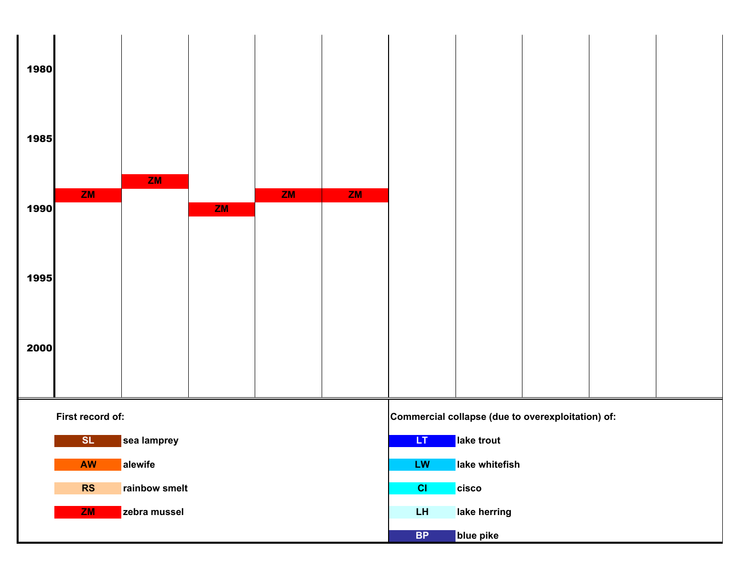| | | | | | | | | | | |
|---|---|---|---|---|---|---|---|---|---|---|
| 1980 | | | | | | | | | | |
| 1985 | | | | | | | | | | |
| | | ZM | | | | | | | | |
| | ZM | | | ZM | ZM | | | | | |
| 1990 | | | ZM | | | | | | | |
| 1995 | | | | | | | | | | |
| 2000 | | | | | | | | | | |

**First record of:**

- SL — sea lamprey
- AW — alewife
- RS — rainbow smelt
- ZM — zebra mussel

**Commercial collapse (due to overexploitation) of:**

- LT — lake trout
- LW — lake whitefish
- CI — cisco
- LH — lake herring
- BP — blue pike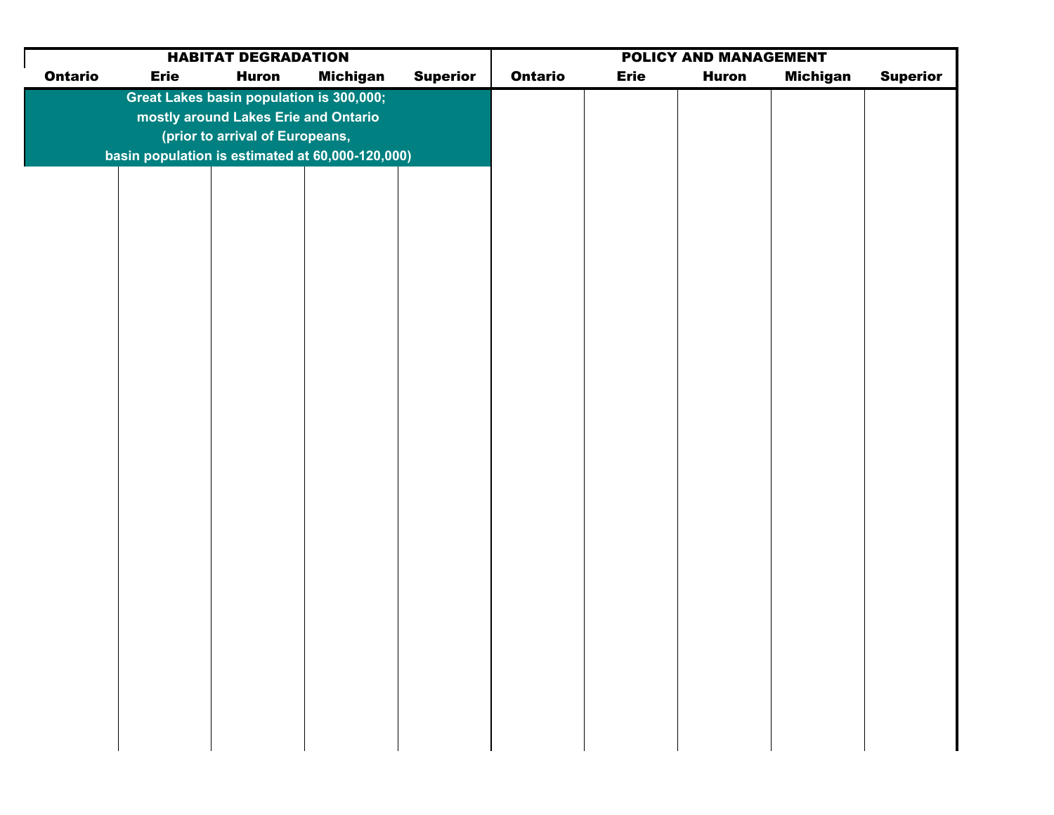| HABITAT DEGRADATION | | | | | POLICY AND MANAGEMENT | | | | |
|---|---|---|---|---|---|---|---|---|---|
| Ontario | Erie | Huron | Michigan | Superior | Ontario | Erie | Huron | Michigan | Superior |
| Great Lakes basin population is 300,000; mostly around Lakes Erie and Ontario (prior to arrival of Europeans, basin population is estimated at 60,000-120,000) | | | | | | | | | |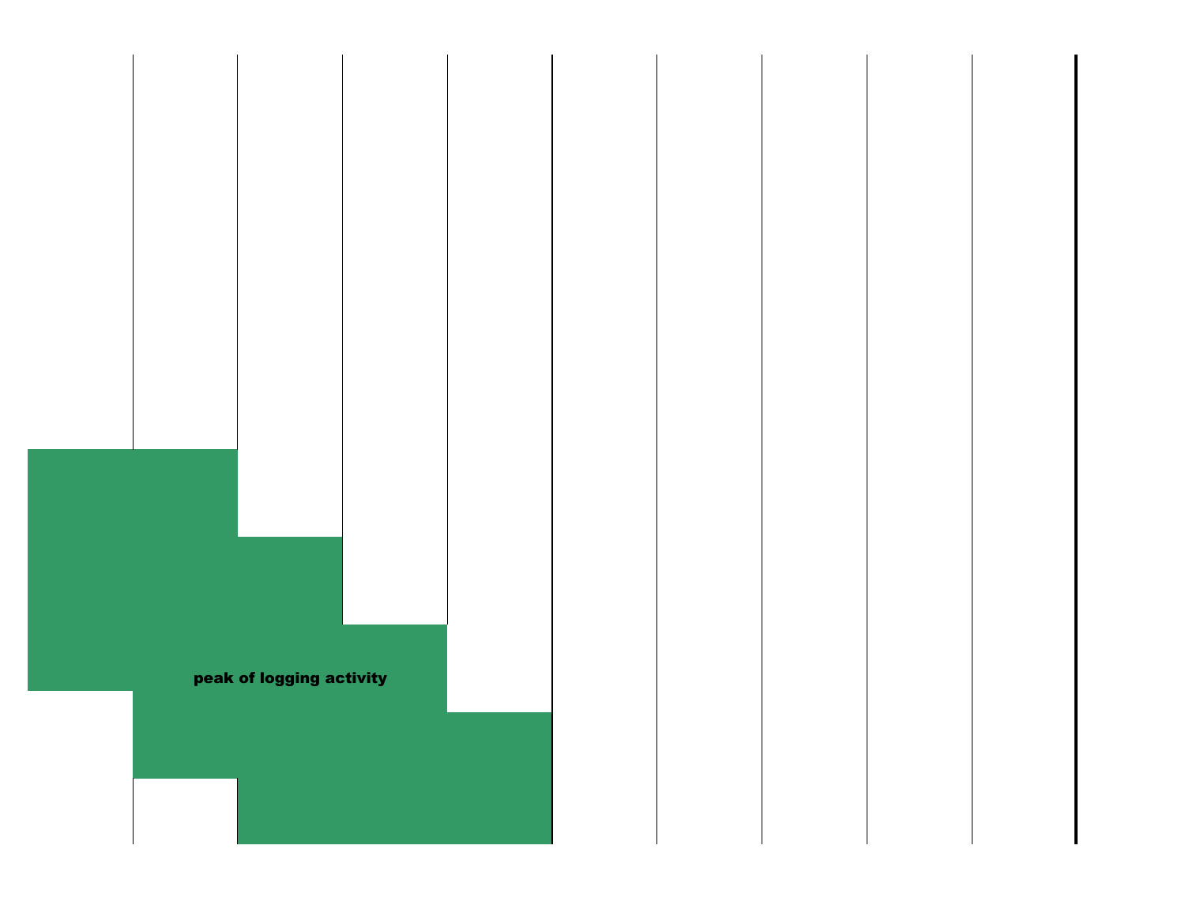peak of logging activity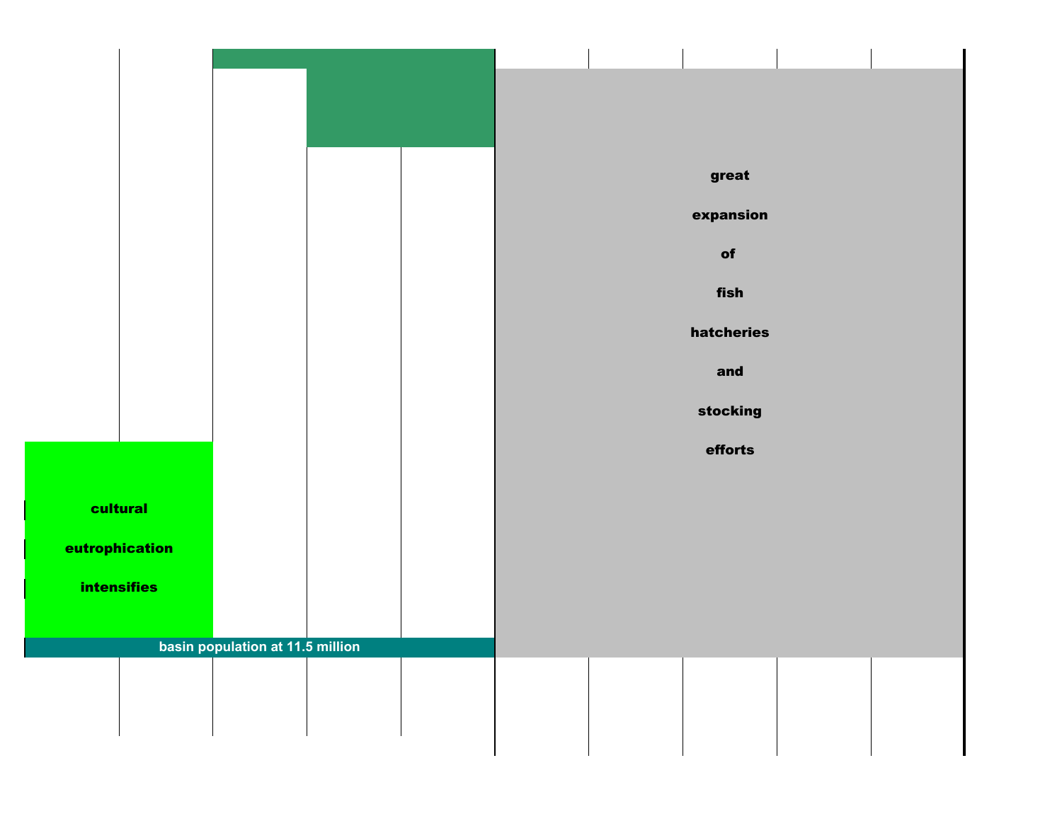great expansion of fish hatcheries and stocking efforts

cultural eutrophication intensifies

basin population at 11.5 million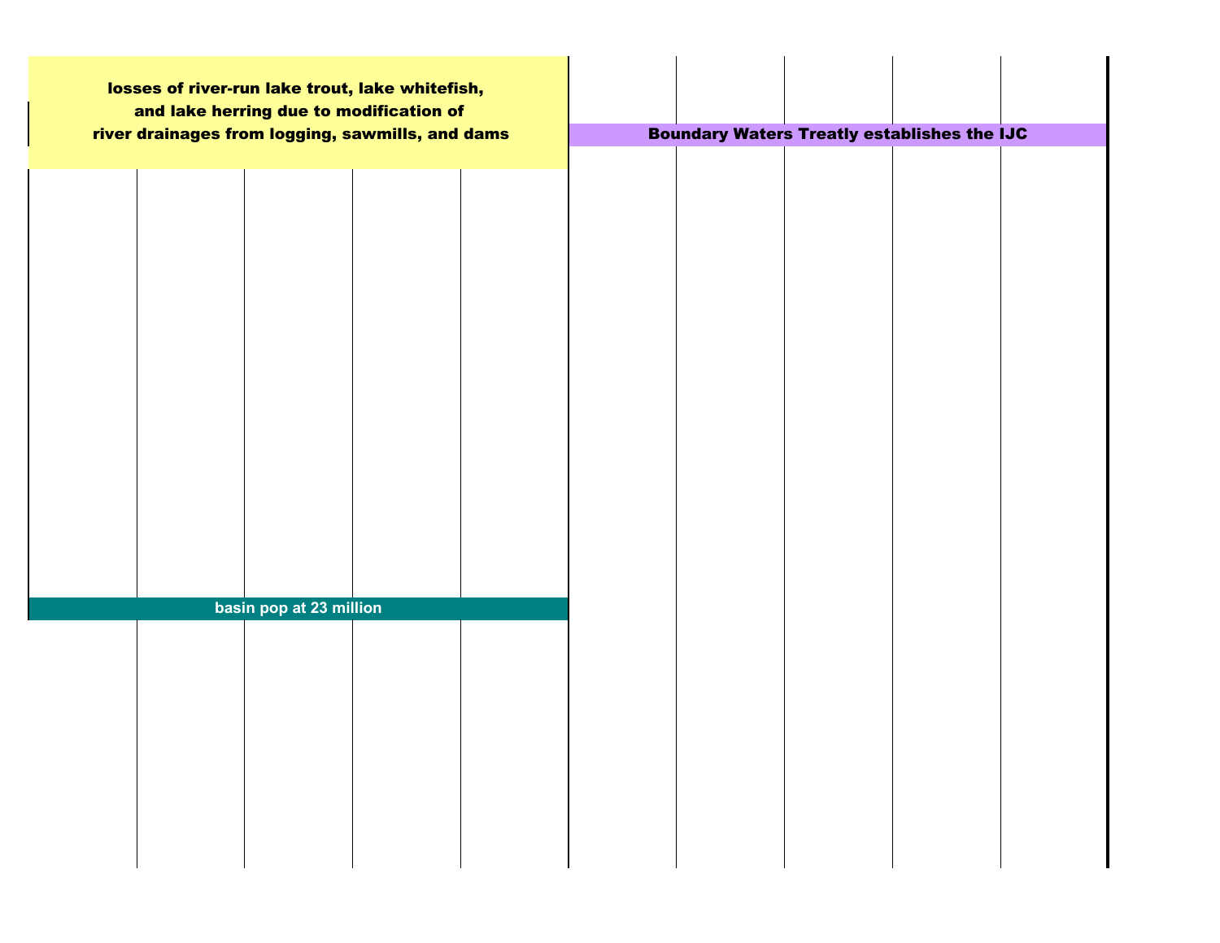losses of river-run lake trout, lake whitefish, and lake herring due to modification of river drainages from logging, sawmills, and dams

Boundary Waters Treatly establishes the IJC

basin pop at 23 million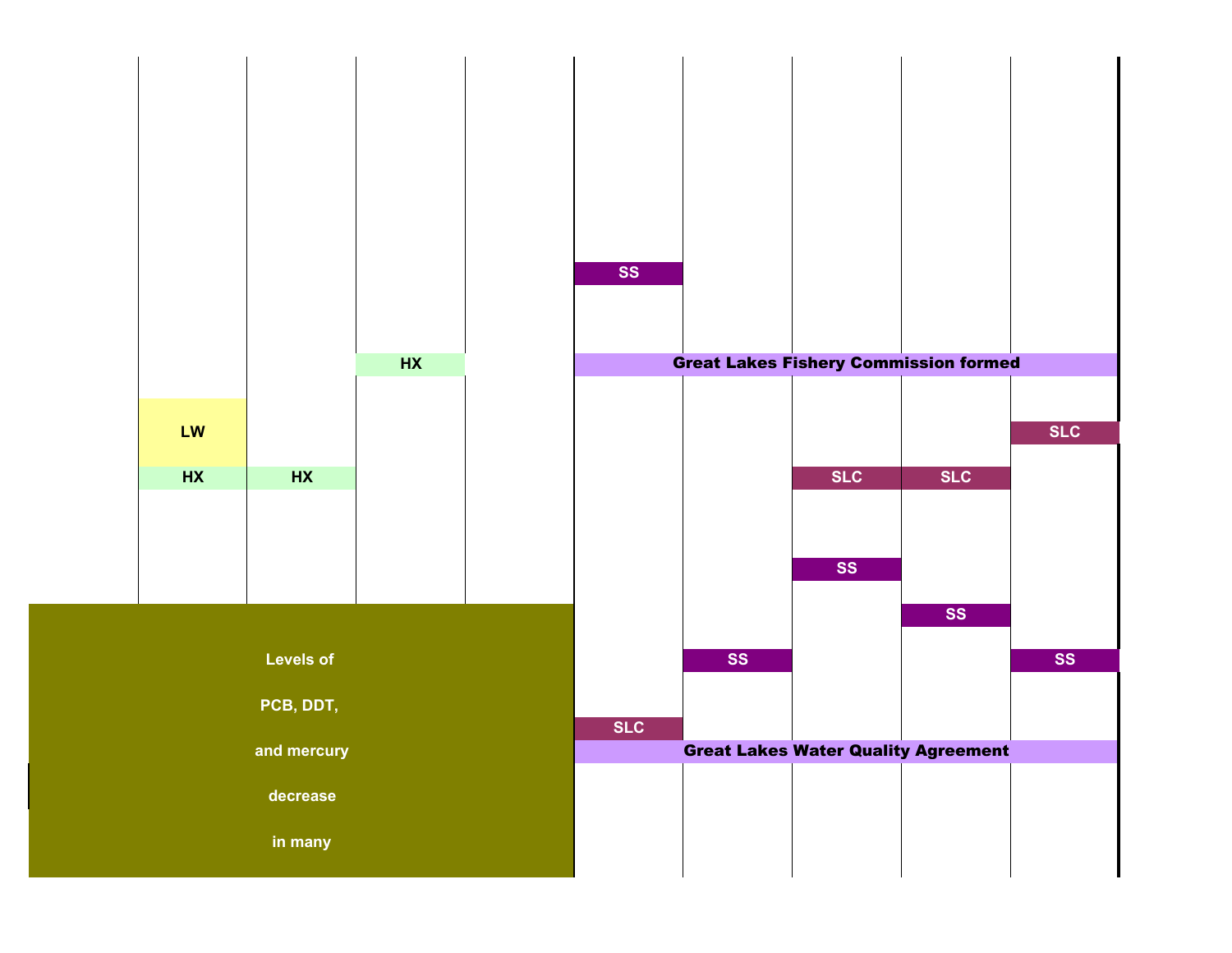SS

HX

Great Lakes Fishery Commission formed

LW

SLC

HX HX

SLC SLC

SS

SS

Levels of PCB, DDT, and mercury decrease in many

SS SS

SLC

Great Lakes Water Quality Agreement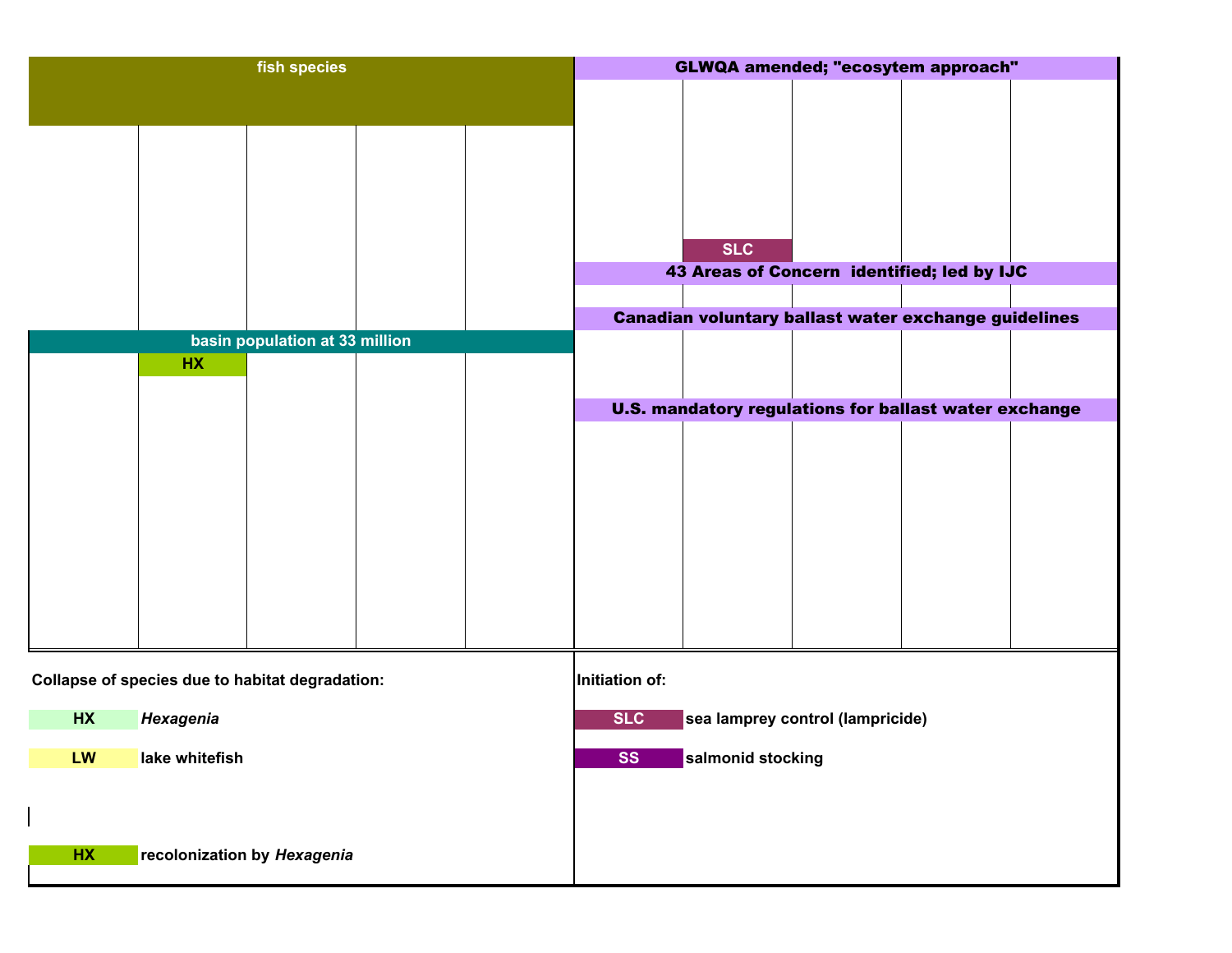fish species

GLWQA amended; "ecosytem approach"

SLC

43 Areas of Concern identified; led by IJC

Canadian voluntary ballast water exchange guidelines

basin population at 33 million

HX

U.S. mandatory regulations for ballast water exchange

Collapse of species due to habitat degradation:

HX *Hexagenia*

LW lake whitefish

HX recolonization by *Hexagenia*

Initiation of:

SLC sea lamprey control (lampricide)

SS salmonid stocking